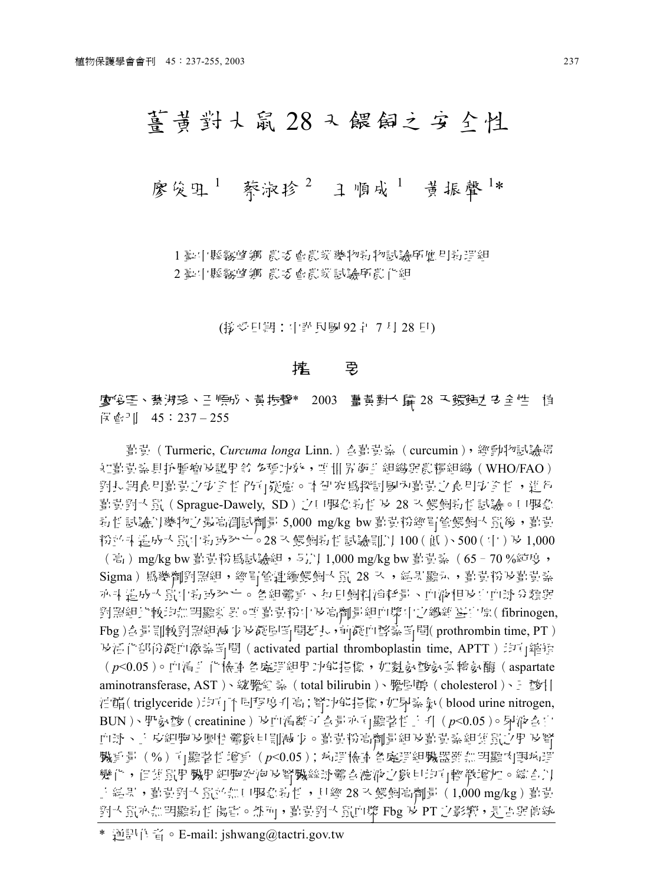# 薑黃對大鼠 28 天餵飼之安全性

廖俊旺[1]　蔡淑珍[2]　王順成[1]　黃振聲[1]*

1 臺中縣霧峰鄉 農委會農業藥物毒物試驗所應用毒理組

2 臺中縣霧峰鄉 農委會農業試驗所農化組

(接受日期：中華民國 92 年 7 月 28 日)

## 摘　要

**廖俊旺、蔡淑珍、王順成、黃振聲*　2003　薑黃對大鼠 28 天餵飼之安全性　植保會刊　45：237 – 255**

薑黃（Turmeric, *Curcuma longa* Linn.）含薑黃素（curcumin），經動物試驗得知薑黃素具抗腫瘤及護肝等多種功效，惟世界衛生組織與農糧組織（WHO/FAO）對長期食用薑黃之安全性仍有疑慮。本研究為探討國內薑黃之食用安全性，進行薑黃對大鼠（Sprague-Dawely, SD）之口服急毒性及 28 天餵飼毒性試驗。口服急毒性試驗以藥物之最高測試劑量 5,000 mg/kg bw 薑黃粉經胃管餵飼大鼠後，薑黃粉並未造成大鼠中毒或死亡。28 天餵飼毒性試驗則以 100（低）、500（中）及 1,000（高）mg/kg bw 薑黃粉為試驗組，另以 1,000 mg/kg bw 薑黃素（65 – 70 %純度，Sigma）為藥劑對照組，經胃管連續餵飼大鼠 28 天，結果顯示，薑黃粉及薑黃素亦未造成大鼠中毒或死亡。各組體重、每日飼料消耗量、血液相及白血球分類與對照組比較均無明顯差異。惟薑黃粉中及高劑量組血漿中之纖維蛋白原（fibrinogen, Fbg）含量則較對照組減少及凝固時間延長，而凝血酶原時間（prothrombin time, PT）及活化部份凝血原時間（activated partial thromboplastin time, APTT）均有縮短（$p<0.05$）。血清生化檢查各處理組中肝功能指標，如天冬胺酸胺基轉胺酶（aspartate aminotransferase, AST）、總膽紅素（total bilirubin）、膽固醇（cholesterol）、三酸甘油酯（triglyceride）均有不同程度升高；腎功能指標，如尿素氮（blood urine nitrogen, BUN）、肌氨酸（creatinine）及血清鈣離子含量亦有顯著性上升（$p<0.05$）。尿液含白血球、上皮細胞及圓柱體數目則減少。薑黃粉高劑量組及薑黃素組雄鼠之肝及腎臟重量（%）有顯著性增重（$p<0.05$）；病理檢查各處理組臟器雖無明顯肉眼病理變化，但雄鼠肝臟細胞空泡及腎臟絲球體含濾液之數目均有輕微增加。綜合以上結果，薑黃對大鼠並無口服急毒性，且經 28 天餵飼高劑量（1,000 mg/kg）薑黃對大鼠亦無明顯毒性傷害。然而，薑黃對大鼠血漿 Fbg 及 PT 之影響，是否與傳統

\* 通訊作者。E-mail: jshwang@tactri.gov.tw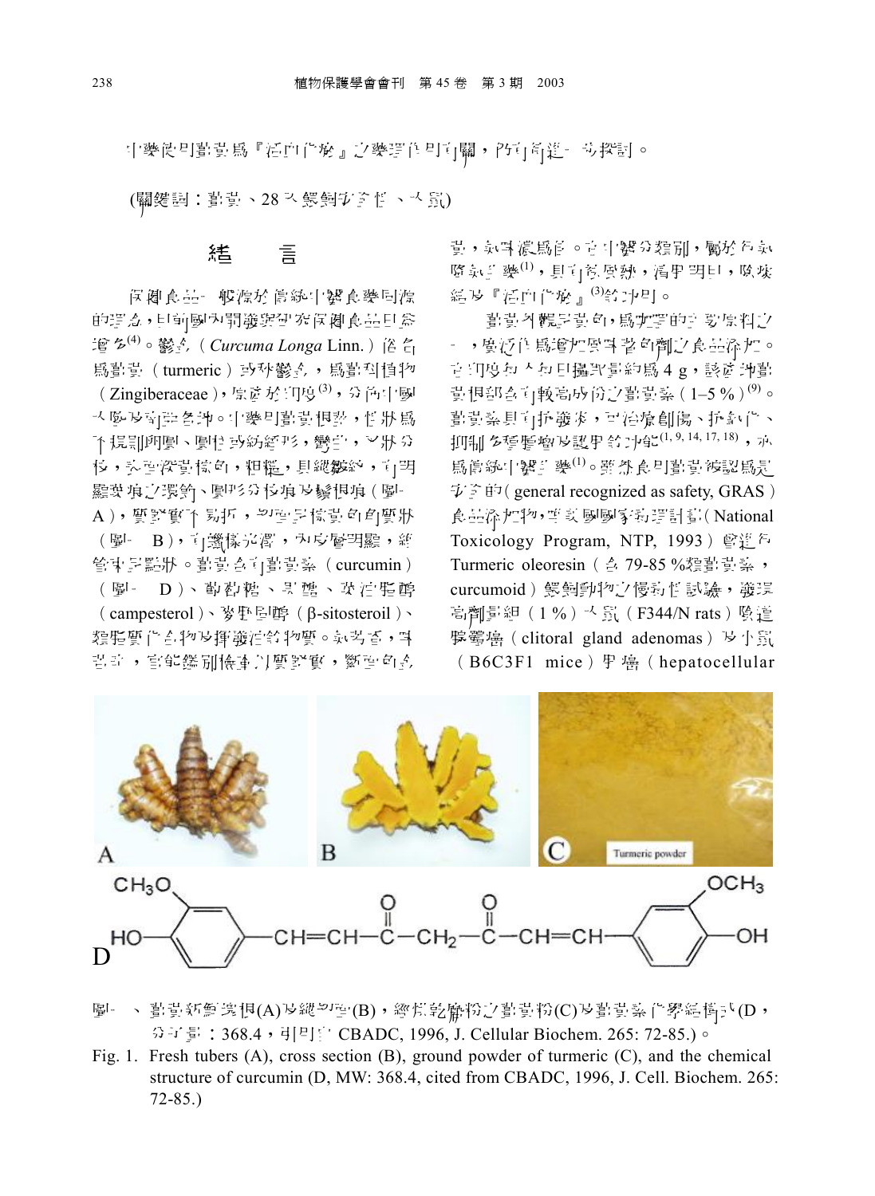中藥使用薑黃為『活血化瘀』之藥理作用有關，仍有待進一步探討。

(關鍵詞：薑黃、28 天餵飼安全性、大鼠)

## 緒　　言

保健食品一般源於傳統中醫食藥同源的理念，目前國內開發與研究保健食品日益增多[4]。鬱金（*Curcuma Longa* Linn.）俗名為薑黃（turmeric）或稱鬱金，為薑科植物（Zingiberaceae），原產於印度[3]，分佈中國大陸及南部各地。中藥用薑黃根莖，性狀為不規則卵圓、圓柱或紡錘形，彎曲，叉狀分枝，表面深黃棕色，粗糙，具縐縮紋，有明顯環節狀之環節、圓形分枝痕及鬚根痕（圖一 A），質堅實不易折，斷面呈棕黃色角質狀（圖一 B），有蠟樣光澤，內皮層明顯，維管束呈點狀。薑黃含有薑黃素（curcumin）（圖一 D）、葡萄糖、果糖、菜油甾醇（campesterol）、麥甾醇（β-sitosteroil）、類脂質化合物及揮發油等物質。氣味香，味苦辛，以色鮮棕黃、質堅實，斷面色金黃，氣味濃為佳。在中醫分類別，屬於溫裡藥[1]，具有散風熱，清肝明目，破瘀結及『活血化瘀』[3]等功用。

薑黃外觀呈黃色，為咖哩的主要原料之一，廣泛作為增加風味著色劑之食品添加。在印度每人每日攝取量約為 4 g，該產地薑黃根部含有較高成份之薑黃素（1–5 %）[9]。薑黃素具有抗發炎，可治療創傷、抗氧化、抑制多種腫瘤及肝腎等功能[1, 9, 14, 17, 18]，亦為傳統中醫藥[1]。雖然食用薑黃被認為是安全的（general recognized as safety, GRAS）食品添加物，美國國家毒理計畫（National Toxicology Program, NTP, 1993）曾進行 Turmeric oleoresin（含 79-85 %類薑黃素，curcumoid）餵飼動物之慢毒性試驗，發現高劑量組（1 %）大鼠（F344/N rats）陰道腺腫瘤（clitoral gland adenomas）及小鼠（B6C3F1 mice）肝癌（hepatocellular

圖一、薑黃新鮮塊根(A)及縱剖面(B)，經烘乾磨粉之薑黃粉(C)及薑黃素化學結構式(D，分子量：368.4，引用自 CBADC, 1996, J. Cellular Biochem. 265: 72-85.)。

Fig. 1. Fresh tubers (A), cross section (B), ground powder of turmeric (C), and the chemical structure of curcumin (D, MW: 368.4, cited from CBADC, 1996, J. Cell. Biochem. 265: 72-85.)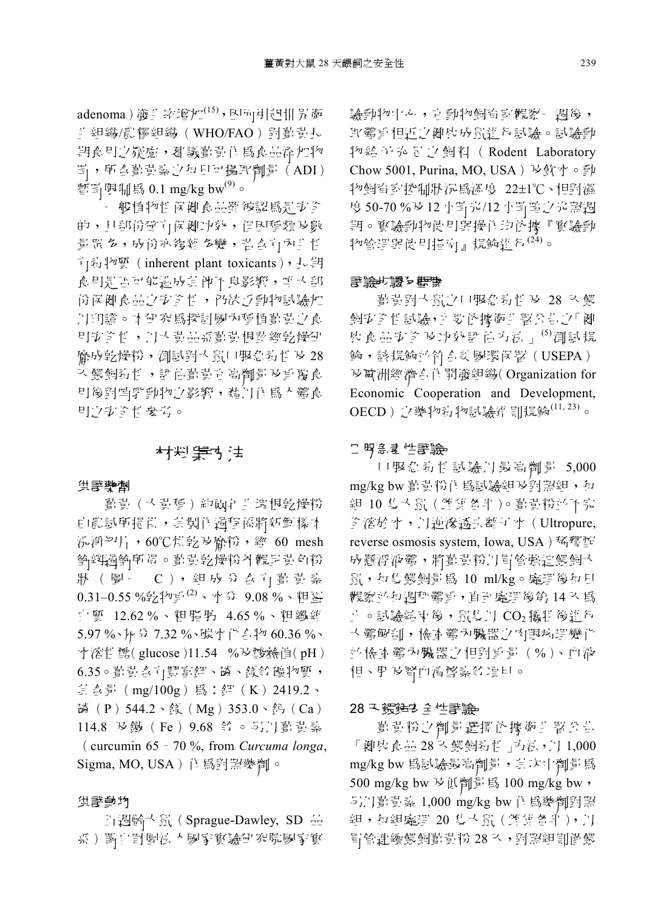adenoma）發生率增加[15]，因而引起世界衛生組織/農糧組織（WHO/FAO）對薑黃長期食用之疑慮，建議薑黃作為食品添加物時，所含薑黃素之每日可攝取劑量（ADI）暫時限制為 0.1 mg/kg bw[9]。

一般植物性保健食品雖被認為是安全的，且部份確有保健功效，但因種類及數量眾多，成份亦複雜多變，常含有天然性有毒物質（inherent plant toxicants），長期食用是否可能造成某種不良影響，至大部份保健食品之安全性，仍缺乏動物試驗加以印證。本研究為探討國內種植薑黃之食用安全性，以大黃品系薑黃根莖經乾燥研磨成乾燥粉，測試對大鼠口服急毒性及 28 天餵飼毒性，評估薑黃在高劑量及重覆食用後對哺乳動物之影響，藉以作為人體食用之安全性參考。

## 材料與方法

### 供試藥劑

薑黃（大黃種）經國立臺灣大學農業試驗場提供，其製作過程係將新鮮根莖洗淨切片，60°C烘乾及磨粉，經 60 mesh 篩網過篩所得。薑黃乾燥粉外觀呈黃色粉狀（圖一 C），組成分含有薑黃素 0.31–0.55 %乾物重[2]、水分 9.08 %、粗蛋白質 12.62 %、粗脂肪 4.65 %、粗纖維 5.97 %、灰分 7.32 %、碳水化合物 60.36 %、水溶性醣（glucose）11.54 %及酸鹼值（pH）6.35。薑黃含有豐富鉀、磷、鎂等礦物質，其含量（mg/100g）為：鉀（K）2419.2、磷（P）544.2、鎂（Mg）353.0、鈣（Ca）114.8 及鐵（Fe）9.68 等。另以薑黃素（curcumin 65 - 70 %, from *Curcuma longa*, Sigma, MO, USA）作為對照藥劑。

### 供試動物

六週齡大鼠（Sprague-Dawley, SD 品系）購自財團法人國家實驗研究院國家實驗動物中心，在動物飼育室觀察一週後，取體重相近之健康成鼠進行試驗。試驗動物給予充足之飼料（Rodent Laboratory Chow 5001, Purina, MO, USA）及飲水。動物飼育室控制狀況為溫度 22±1°C、相對濕度 50-70 %及 12 小時光/12 小時暗之光照週期。實驗動物使用與操作均依據『實驗動物管理與使用指南』規範進行[24]。

### 試驗步驟及要素

薑黃對大鼠之口服急毒性及 28 天餵飼安全性試驗，主要依據衛生署公告之「健康食品安全及功效評估方法」[5]測試規範，該規範並符合美國環保署（USEPA）及歐洲經濟合作開發組織（Organization for Economic Cooperation and Development, OECD）之藥物毒物試驗準則規範[11, 23]。

### 口服急毒性試驗

口服急毒性試驗以最高劑量 5,000 mg/kg bw 薑黃粉作為試驗組及對照組，每組 10 隻大鼠（雌雄各半）。薑黃粉並不完全溶於水，以逆滲透去離子水（Ultropure, reverse osmosis system, Iowa, USA）稀釋配成懸浮液體，將薑黃粉以胃管強迫餵飼大鼠，每隻餵飼量為 10 ml/kg。處理後每日觀察並每週秤體重，直到處理後第 14 天為止。試驗結束後，鼠隻以 $CO_2$ 犧牲後進行大體解剖，檢查體內臟器之肉眼病理變化並檢查體內臟器之相對重量（%）、血液相、肝及腎血清酵素等項目。

### 28 天餵飼安全性試驗

薑黃粉之劑量選擇依據衛生署公告「健康食品 28 天餵飼毒性」方法，以 1,000 mg/kg bw 為試驗最高劑量，其次中劑量為 500 mg/kg bw 及低劑量為 100 mg/kg bw，另以薑黃素 1,000 mg/kg bw 作為藥劑對照組，每組處理 20 隻大鼠（雌雄各半），以胃管連續餵飼薑黃粉 28 天，對照組則僅餵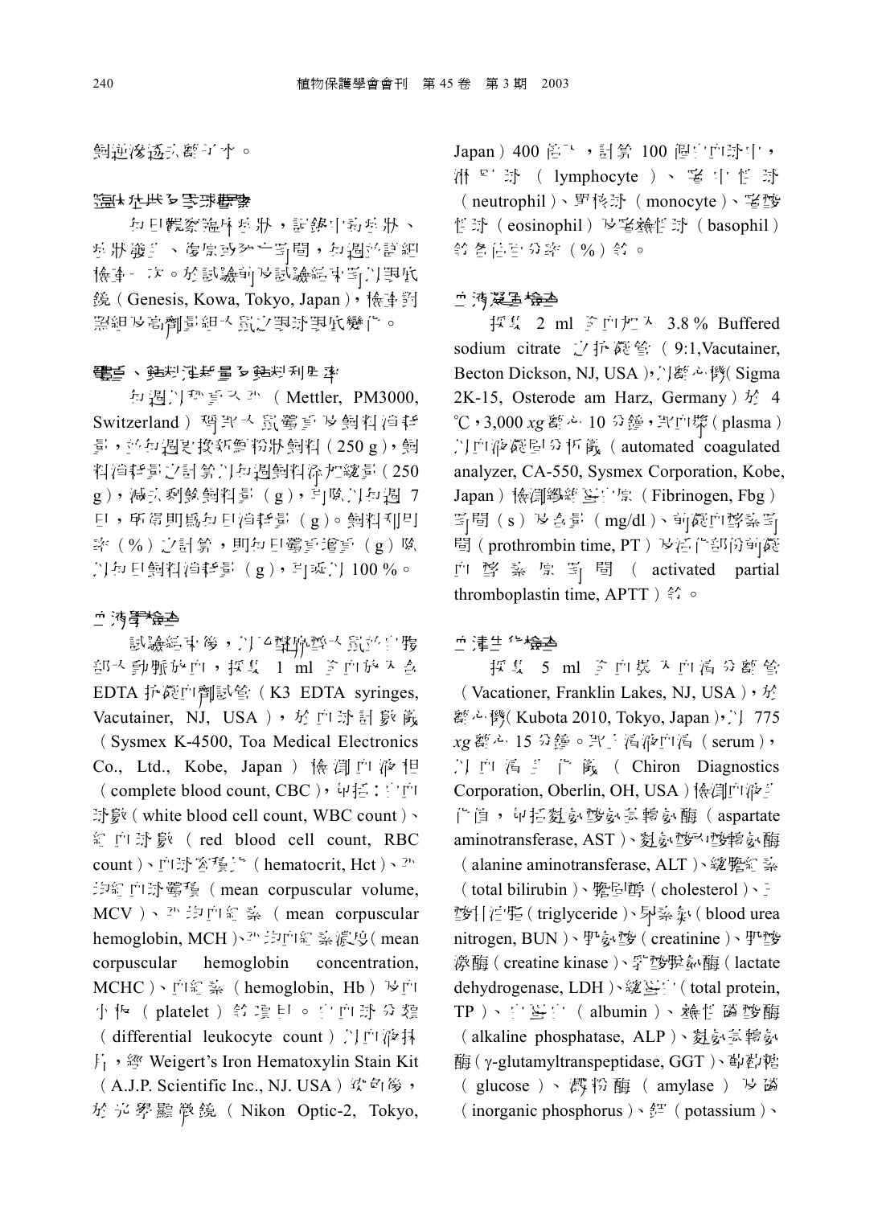飼糧後透氣乾燥。

### 臨床症狀及眼球觀察

每日觀察臨床症狀，記錄中毒症狀、症狀發生、復原或死亡時間，每週於試組檢查一次。於試驗前及試驗結束時以眼底鏡（Genesis, Kowa, Tokyo, Japan），檢查對照組及高劑量組大鼠之眼球眼底變化。

### 體重、飼料消耗量及飼料利用率

每週以秤量天平（Mettler, PM3000, Switzerland）稱取大鼠體重及飼料消耗量，並每週更換新鮮粉狀飼料（250 g），飼料消耗量之計算以每週飼料添加總量（250 g），減去剩餘飼料量（g），再除以每週 7 日，所得即為每日消耗量（g）。飼料利用率（%）之計算，則為每日體重增重（g）除以每日飼料消耗量（g），再乘以 100 %。

### 血液學檢查

試驗結束後，以 $CO_2$ 麻醉大鼠於腹部大動脈放血，採集 1 ml 全血放入含 EDTA 抗凝血劑試管（K3 EDTA syringes, Vacutainer, NJ, USA），於血球計數儀（Sysmex K-4500, Toa Medical Electronics Co., Ltd., Kobe, Japan）檢測血液相（complete blood count, CBC），包括：白血球數（white blood cell count, WBC count）、紅血球數（red blood cell count, RBC count）、血球容積比（hematocrit, Hct）、平均紅血球體積（mean corpuscular volume, MCV）、平均血紅素（mean corpuscular hemoglobin, MCH）、平均血紅素濃度（mean corpuscular hemoglobin concentration, MCHC）、血紅素（hemoglobin, Hb）及血小板（platelet）等項目。白血球分類（differential leukocyte count）以血液抹片，經 Weigert's Iron Hematoxylin Stain Kit（A.J.P. Scientific Inc., NJ. USA）染色後，於光學顯微鏡（Nikon Optic-2, Tokyo, Japan）400 倍下，計算 100 個白血球中，淋巴球（lymphocyte）、嗜中性球（neutrophil）、單核球（monocyte）、嗜酸性球（eosinophil）及嗜鹼性球（basophil）等各自百分率（%）等。

### 血液凝固檢查

採集 2 ml 全血加入 3.8 % Buffered sodium citrate 之抗凝管（9:1,Vacutainer, Becton Dickson, NJ, USA），以離心機（Sigma 2K-15, Osterode am Harz, Germany）於 4 ℃，3,000 *xg* 離心 10 分鐘，取血漿（plasma）以血液凝固分析儀（automated coagulated analyzer, CA-550, Sysmex Corporation, Kobe, Japan）檢測纖維蛋白原（Fibrinogen, Fbg）時間（s）及含量（mg/dl）、前凝血酵素時間（prothrombin time, PT）及活化部份前凝血酵素原時間（activated partial thromboplastin time, APTT）等。

### 血清生化檢查

採集 5 ml 全血裝入血清分離管（Vacationer, Franklin Lakes, NJ, USA），於離心機（Kubota 2010, Tokyo, Japan），以 775 *xg* 離心 15 分鐘。取上清液血清（serum），以血清生化儀（Chiron Diagnostics Corporation, Oberlin, OH, USA）檢測血液生化值，包括麩氨酸草醯乙酸轉氨酶（aspartate aminotransferase, AST）、麩氨酸丙酮酸轉氨酶（alanine aminotransferase, ALT）、總膽紅素（total bilirubin）、膽固醇（cholesterol）、三酸甘油脂（triglyceride）、尿素氮（blood urea nitrogen, BUN）、肌氨酸（creatinine）、肌酸激酶（creatine kinase）、乳酸脫氫酶（lactate dehydrogenase, LDH）、總蛋白（total protein, TP）、白蛋白（albumin）、鹼性磷酸酶（alkaline phosphatase, ALP）、麩氨基轉氨酶（γ-glutamyltranspeptidase, GGT）、葡萄糖（glucose）、澱粉酶（amylase）及磷（inorganic phosphorus）、鉀（potassium）、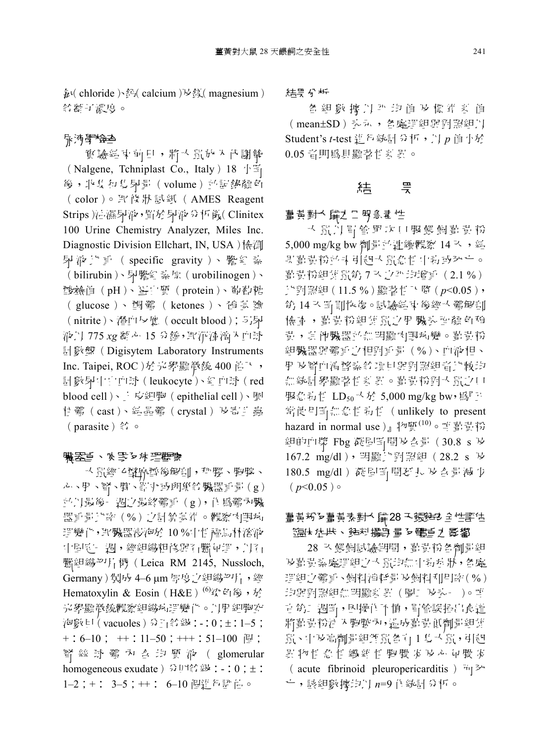氯(chloride)、鈣(calcium)及鎂(magnesium)等離子濃度。

### 尿液學檢查

實驗結束前日，將大鼠放入代謝籠(Nalgene, Tchniplast Co., Italy) 18 小時後，收集尿液並量測尿量(volume)並記錄顏色(color)。取條狀試紙(AMES Reagent Strips)沾濕尿液，置於尿液分析儀(Clinitex 100 Urine Chemistry Analyzer, Miles Inc. Diagnostic Division Ellchart, IN, USA)檢測尿液比重(specific gravity)、膽紅素(bilirubin)、尿膽紅素原(urobilinogen)、酸鹼值(pH)、蛋白質(protein)、葡萄糖(glucose)、酮體(ketones)、亞硝酸(nitrite)、潛血反應(occult blood)；另尿液以 775 *xg* 離心 15 分鐘，取沉澱滴入血球計數盤(Digisytem Laboratory Instruments Inc. Taipei, ROC)於光學顯微鏡 400 倍下，計數尿中白血球(leukocyte)、紅血球(red blood cell)、上皮細胞(epithelial cell)、圓柱體(cast)、結晶體(crystal)及寄生蟲(parasite)等。

### 臟器重、肉眼及病理檢查

大鼠經二氧化碳麻醉後解剖，秤腦、胸腺、心、肝、腎、脾、腎上腺及卵巢等臟器重量(g)並以最後一週之最終體重(g)，作為體內臟器重量比率(%)之計算基準。觀察肉眼病理變化，取臟器浸泡於 10%中性福馬林溶液中固定一週，經組織粗修與石蠟包埋，以石蠟組織切片機(Leica RM 2145, Nussloch, Germany)製成 4–6 µm 厚度之組織切片，經 Hematoxylin & Eosin(H&E)[6]染色後，於光學顯微鏡觀察組織病理變化。以肝細胞空泡數目(vacuoles)分出等級：-：0；±：1–5；+：6–10；++：11–50；+++：51–100 個；腎絲球體內含均質液(glomerular homogeneous exudate)分出等級：-：0；±：1–2；+：3–5；++：6–10 個進行評估。

### 結果分析

各組數據以平均值及標準差值(mean±SD)表示，各處理組與對照組以 Student's *t*-test 進行統計分析，以 *p* 值小於 0.05 者即為具顯著性差異。

## 結　果

### 薑黃對大鼠之口服急毒性

大鼠以胃管單次口服餵飼薑黃粉 5,000 mg/kg bw 劑量並連續觀察 14 天，結果薑黃粉並未引起大鼠急性中毒或死亡。薑黃粉組雌鼠第 7 天之平均增重(2.1 %)比對照組(11.5 %)顯著性下降($p<0.05$)，第 14 天時則恢復。試驗結束後經大體解剖檢查，薑黃粉組雄鼠之胃臟表面顏色稍黃，其他臟器並無明顯肉眼病變。薑黃粉組臟器與體重之相對重量(%)、血液相、胃及腎血清生化等項目與對照組皆比較均無統計學顯著性差異。薑黃粉對大鼠之口服急毒性 $LD_{50}$ 大於 5,000 mg/kg bw，為『正常使用時無急性毒性(unlikely to present hazard in normal use)』物質[10]。雄薑黃粉組的血漿 Fbg 凝固時間及含量(30.8 s 及 167.2 mg/dl)，明顯比對照組(28.2 s 及 180.5 mg/dl)凝固時間延長及含量減少($p<0.05$)。

### 薑黃粉及薑黃素對大鼠28天餵飼安全性評估

#### 臨床症狀、飼料攝取量及體重之影響

28 天餵飼試驗期間，薑黃粉各劑量組及薑黃素處理組之大鼠均無中毒症狀，各處理組之體重、飼料消耗量及飼料利用率(%)均與對照組無明顯差異(圖一及表一)。唯在第二週時，因操作不慎，胃管誤插入食道將薑黃粉注入胸腔內，造成薑黃低劑量組雄鼠、中及高劑量組雌鼠各有 1 隻大鼠，引起異物性急性纖維性胸膜炎及心包膜炎(acute fibrinoid pleuropericarditis)而死亡，該組數據均以 *n*=9 作統計分析。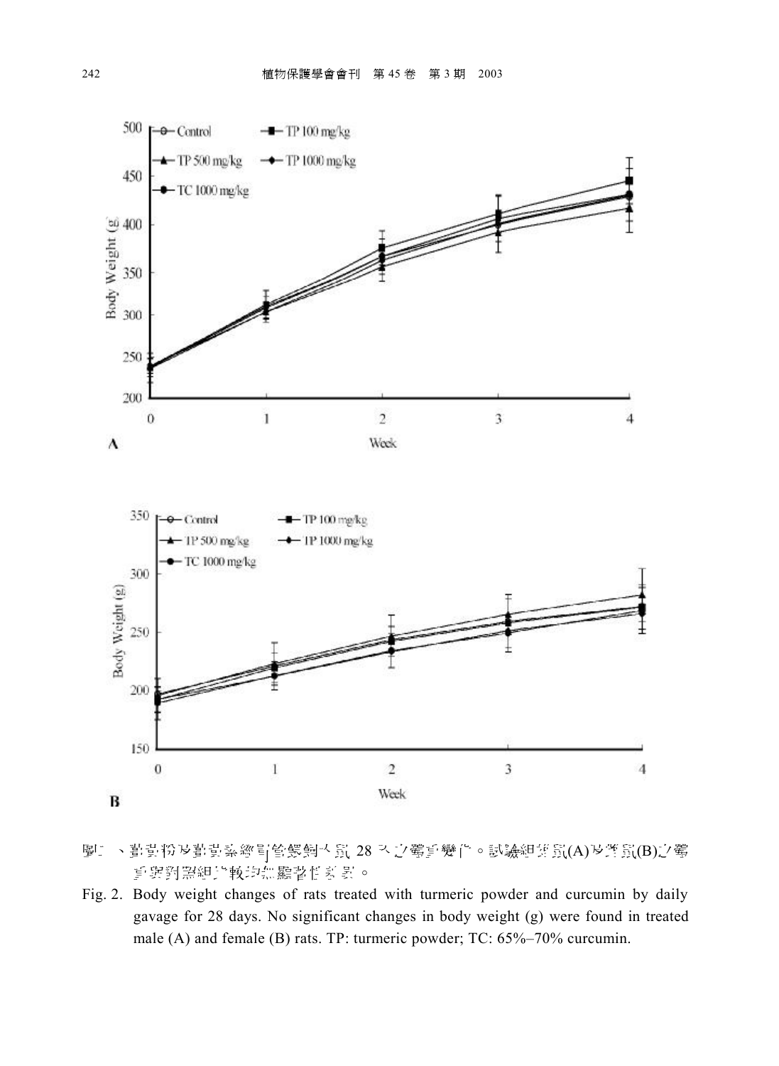圖二、薑黃粉及薑黃素經胃管餵飼大鼠 28 天之體重變化。試驗組雄鼠(A)及雌鼠(B)之體重與對照組比較均無顯著性差異。

Fig. 2. Body weight changes of rats treated with turmeric powder and curcumin by daily gavage for 28 days. No significant changes in body weight (g) were found in treated male (A) and female (B) rats. TP: turmeric powder; TC: 65%–70% curcumin.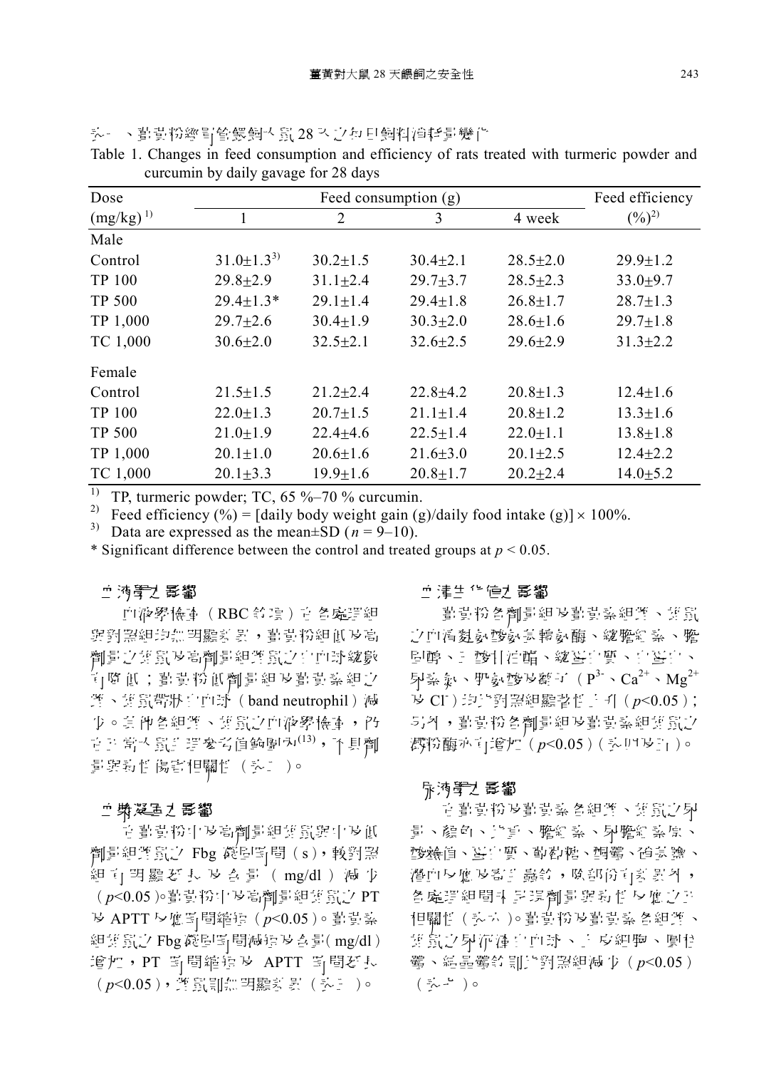表一、薑黃粉經口管餵飼大鼠 28 天之每日飼料消耗量變化

Table 1. Changes in feed consumption and efficiency of rats treated with turmeric powder and curcumin by daily gavage for 28 days

| Dose (mg/kg) [1] | Feed consumption (g) | | | | Feed efficiency (%)[2] |
|---|---|---|---|---|---|
| | 1 | 2 | 3 | 4 week | |
| Male | | | | | |
| Control | 31.0±1.3[3] | 30.2±1.5 | 30.4±2.1 | 28.5±2.0 | 29.9±1.2 |
| TP 100 | 29.8±2.9 | 31.1±2.4 | 29.7±3.7 | 28.5±2.3 | 33.0±9.7 |
| TP 500 | 29.4±1.3* | 29.1±1.4 | 29.4±1.8 | 26.8±1.7 | 28.7±1.3 |
| TP 1,000 | 29.7±2.6 | 30.4±1.9 | 30.3±2.0 | 28.6±1.6 | 29.7±1.8 |
| TC 1,000 | 30.6±2.0 | 32.5±2.1 | 32.6±2.5 | 29.6±2.9 | 31.3±2.2 |
| Female | | | | | |
| Control | 21.5±1.5 | 21.2±2.4 | 22.8±4.2 | 20.8±1.3 | 12.4±1.6 |
| TP 100 | 22.0±1.3 | 20.7±1.5 | 21.1±1.4 | 20.8±1.2 | 13.3±1.6 |
| TP 500 | 21.0±1.9 | 22.4±4.6 | 22.5±1.4 | 22.0±1.1 | 13.8±1.8 |
| TP 1,000 | 20.1±1.0 | 20.6±1.6 | 21.6±3.0 | 20.1±2.5 | 12.4±2.2 |
| TC 1,000 | 20.1±3.3 | 19.9±1.6 | 20.8±1.7 | 20.2±2.4 | 14.0±5.2 |

1) TP, turmeric powder; TC, 65 %–70 % curcumin.
2) Feed efficiency (%) = [daily body weight gain (g)/daily food intake (g)] × 100%.
3) Data are expressed as the mean±SD ($n$ = 9–10).
\* Significant difference between the control and treated groups at $p$ < 0.05.

### 血液學之影響

血液學檢查（RBC 等項）在各處理組與對照組均無明顯差異，薑黃粉組低及高劑量之雄鼠及高劑量組雌鼠之白血球總數有降低；薑黃粉低劑量組及薑黃素組之雄、雌鼠帶狀白血球（band neutrophil）減少。然而各組雄、雌鼠之血液學檢查，仍在正常大鼠生理參考值範圍內[13]，不具劑量與毒性傷害相關性（表二）。

### 血液凝固之影響

在薑黃粉中及高劑量組雄鼠與中及低劑量組雌鼠之 Fbg 凝固時間（s），較對照組有明顯延長及含量（mg/dl）減少（$p$<0.05）。薑黃粉中及高劑量組雄鼠之 PT 及 APTT 反應時間縮短（$p$<0.05）。薑黃素組雄鼠之 Fbg 凝固時間減短及含量（mg/dl）增加，PT 時間縮短及 APTT 時間延長（$p$<0.05），雌鼠則無明顯差異（表三）。

### 血清生化值之影響

薑黃粉各劑量組及薑黃素組雄、雌鼠之血清麩胺酸丙酮轉胺酶、總膽紅素、膽固醇、三酸甘油酯、總蛋白質、白蛋白、尿素氮、肌酸酐及離子（$P^{3-}$、$Ca^{2+}$、$Mg^{2+}$ 及 $Cl^{-}$）均比對照組顯著性上升（$p$<0.05）；另外，薑黃粉各劑量組及薑黃素組雌鼠之澱粉酶亦有增加（$p$<0.05）（表四及五）。

### 尿液學之影響

在薑黃粉及薑黃素各組雄、雌鼠之尿量、顏色、比重、膽紅素、尿膽紅素原、酸鹼值、蛋白質、葡萄糖、酮體、硝酸鹽、潛血反應及酵母菌等，除部份有差異外，各處理組間未呈現劑量與毒性反應之正相關性（表六）。薑黃粉及薑黃素各組雄、雌鼠之尿沉渣白血球、上皮細胞、圓柱體、結晶體等則比對照組減少（$p$<0.05）（表七）。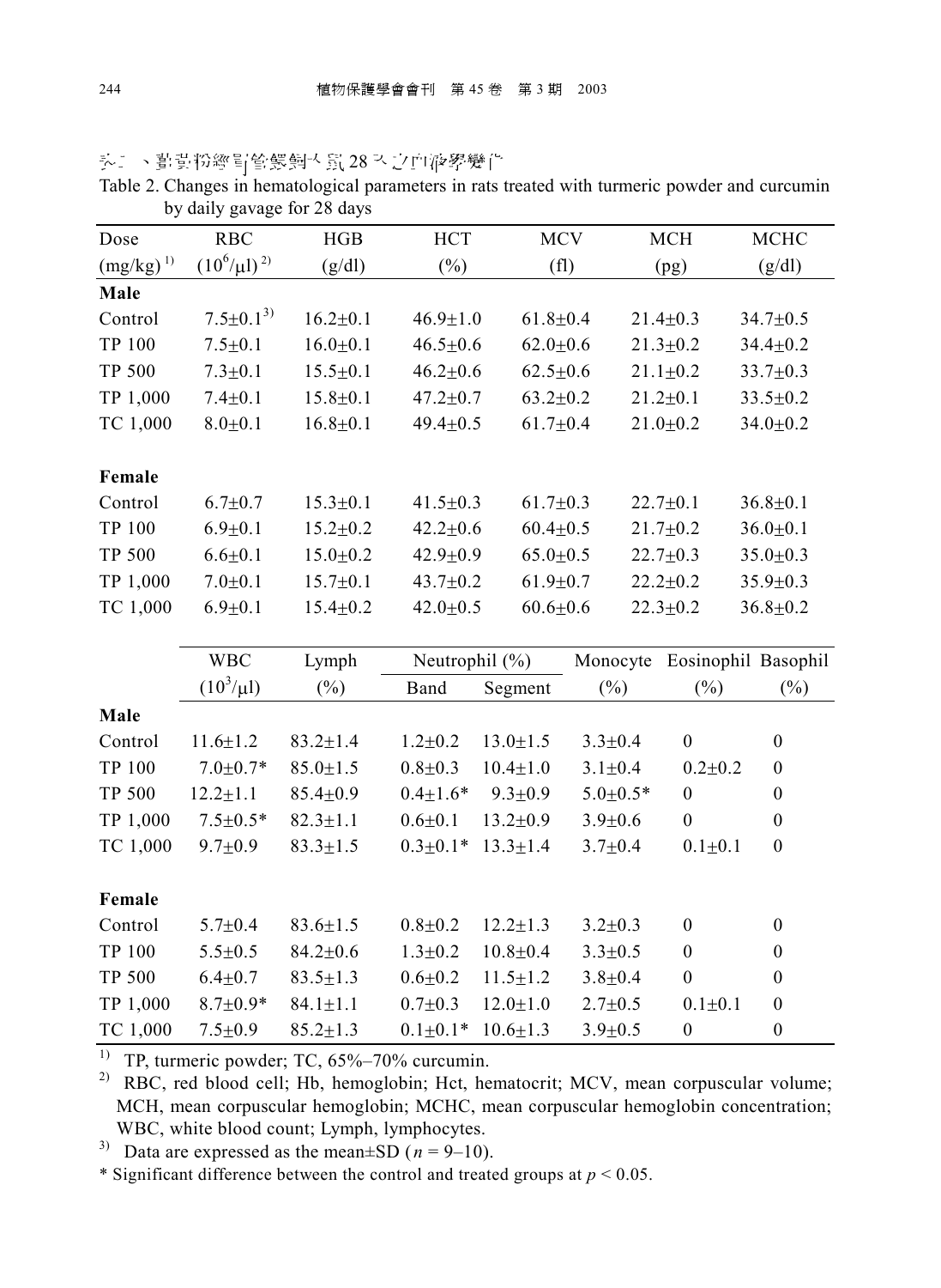表二、薑黃粉經胃管餵飼大鼠 28 天之血液學變化

Table 2. Changes in hematological parameters in rats treated with turmeric powder and curcumin by daily gavage for 28 days

| Dose (mg/kg) [1] | RBC ($10^6$/μl) [2] | HGB (g/dl) | HCT (%) | MCV (fl) | MCH (pg) | MCHC (g/dl) |
|---|---|---|---|---|---|---|
| **Male** | | | | | | |
| Control | 7.5±0.1 [3] | 16.2±0.1 | 46.9±1.0 | 61.8±0.4 | 21.4±0.3 | 34.7±0.5 |
| TP 100 | 7.5±0.1 | 16.0±0.1 | 46.5±0.6 | 62.0±0.6 | 21.3±0.2 | 34.4±0.2 |
| TP 500 | 7.3±0.1 | 15.5±0.1 | 46.2±0.6 | 62.5±0.6 | 21.1±0.2 | 33.7±0.3 |
| TP 1,000 | 7.4±0.1 | 15.8±0.1 | 47.2±0.7 | 63.2±0.2 | 21.2±0.1 | 33.5±0.2 |
| TC 1,000 | 8.0±0.1 | 16.8±0.1 | 49.4±0.5 | 61.7±0.4 | 21.0±0.2 | 34.0±0.2 |
| **Female** | | | | | | |
| Control | 6.7±0.7 | 15.3±0.1 | 41.5±0.3 | 61.7±0.3 | 22.7±0.1 | 36.8±0.1 |
| TP 100 | 6.9±0.1 | 15.2±0.2 | 42.2±0.6 | 60.4±0.5 | 21.7±0.2 | 36.0±0.1 |
| TP 500 | 6.6±0.1 | 15.0±0.2 | 42.9±0.9 | 65.0±0.5 | 22.7±0.3 | 35.0±0.3 |
| TP 1,000 | 7.0±0.1 | 15.7±0.1 | 43.7±0.2 | 61.9±0.7 | 22.2±0.2 | 35.9±0.3 |
| TC 1,000 | 6.9±0.1 | 15.4±0.2 | 42.0±0.5 | 60.6±0.6 | 22.3±0.2 | 36.8±0.2 |

| | WBC ($10^3$/μl) | Lymph (%) | Neutrophil (%) | | Monocyte (%) | Eosinophil (%) | Basophil (%) |
|---|---|---|---|---|---|---|---|
| | | | Band | Segment | | | |
| **Male** | | | | | | | |
| Control | 11.6±1.2 | 83.2±1.4 | 1.2±0.2 | 13.0±1.5 | 3.3±0.4 | 0 | 0 |
| TP 100 | 7.0±0.7* | 85.0±1.5 | 0.8±0.3 | 10.4±1.0 | 3.1±0.4 | 0.2±0.2 | 0 |
| TP 500 | 12.2±1.1 | 85.4±0.9 | 0.4±1.6* | 9.3±0.9 | 5.0±0.5* | 0 | 0 |
| TP 1,000 | 7.5±0.5* | 82.3±1.1 | 0.6±0.1 | 13.2±0.9 | 3.9±0.6 | 0 | 0 |
| TC 1,000 | 9.7±0.9 | 83.3±1.5 | 0.3±0.1* | 13.3±1.4 | 3.7±0.4 | 0.1±0.1 | 0 |
| **Female** | | | | | | | |
| Control | 5.7±0.4 | 83.6±1.5 | 0.8±0.2 | 12.2±1.3 | 3.2±0.3 | 0 | 0 |
| TP 100 | 5.5±0.5 | 84.2±0.6 | 1.3±0.2 | 10.8±0.4 | 3.3±0.5 | 0 | 0 |
| TP 500 | 6.4±0.7 | 83.5±1.3 | 0.6±0.2 | 11.5±1.2 | 3.8±0.4 | 0 | 0 |
| TP 1,000 | 8.7±0.9* | 84.1±1.1 | 0.7±0.3 | 12.0±1.0 | 2.7±0.5 | 0.1±0.1 | 0 |
| TC 1,000 | 7.5±0.9 | 85.2±1.3 | 0.1±0.1* | 10.6±1.3 | 3.9±0.5 | 0 | 0 |

[1] TP, turmeric powder; TC, 65%–70% curcumin.

[2] RBC, red blood cell; Hb, hemoglobin; Hct, hematocrit; MCV, mean corpuscular volume; MCH, mean corpuscular hemoglobin; MCHC, mean corpuscular hemoglobin concentration; WBC, white blood count; Lymph, lymphocytes.

[3] Data are expressed as the mean±SD ($n$ = 9–10).

\* Significant difference between the control and treated groups at $p < 0.05$.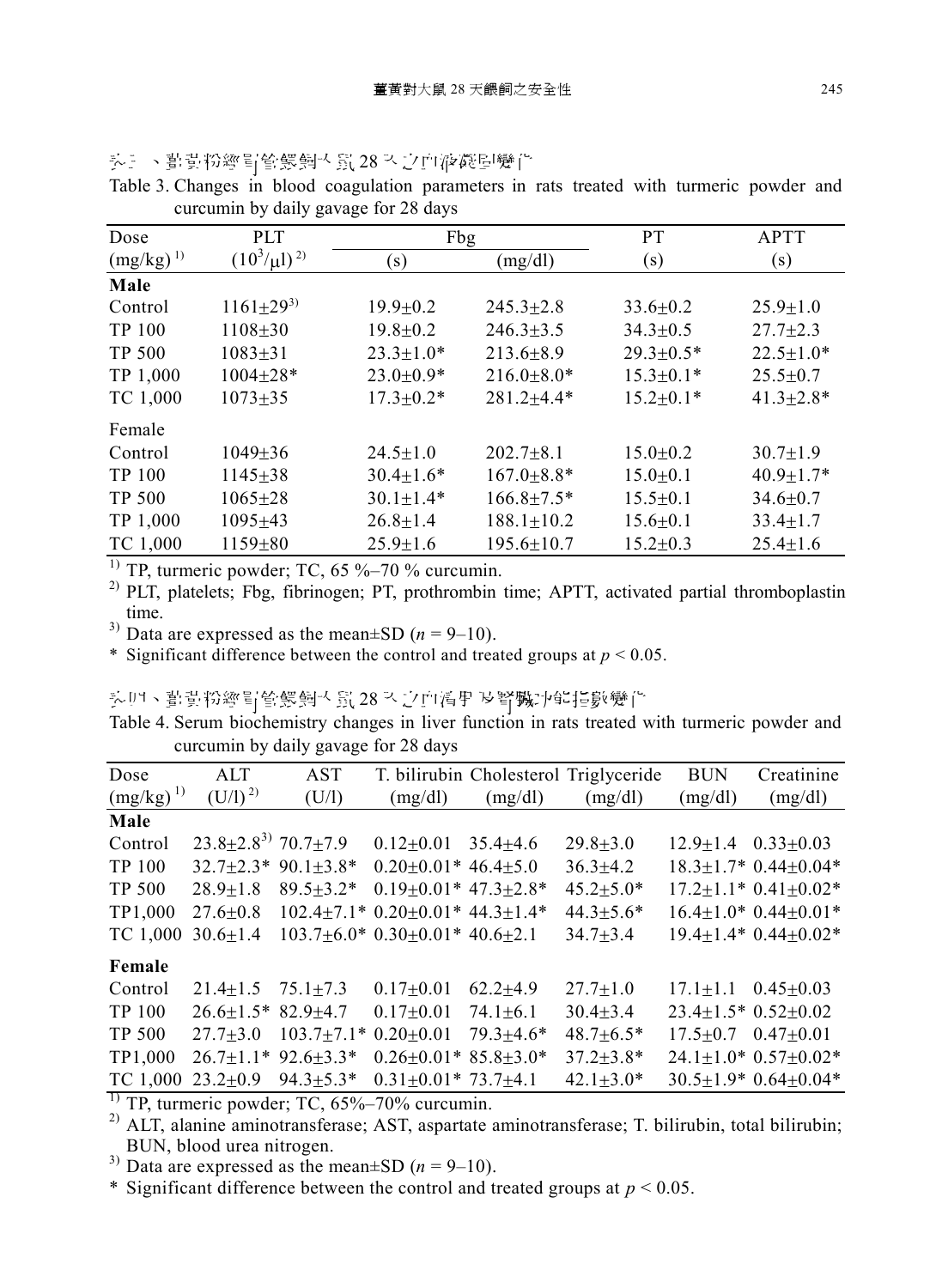表三、薑黃粉經胃管餵飼大鼠 28 天之血液凝固變化

Table 3. Changes in blood coagulation parameters in rats treated with turmeric powder and curcumin by daily gavage for 28 days

| Dose (mg/kg) [1] | PLT ($10^3/\mu l$) [2] | Fbg | | PT | APTT |
|---|---|---|---|---|---|
| | | (s) | (mg/dl) | (s) | (s) |
| **Male** | | | | | |
| Control | 1161±29[3] | 19.9±0.2 | 245.3±2.8 | 33.6±0.2 | 25.9±1.0 |
| TP 100 | 1108±30 | 19.8±0.2 | 246.3±3.5 | 34.3±0.5 | 27.7±2.3 |
| TP 500 | 1083±31 | 23.3±1.0* | 213.6±8.9 | 29.3±0.5* | 22.5±1.0* |
| TP 1,000 | 1004±28* | 23.0±0.9* | 216.0±8.0* | 15.3±0.1* | 25.5±0.7 |
| TC 1,000 | 1073±35 | 17.3±0.2* | 281.2±4.4* | 15.2±0.1* | 41.3±2.8* |
| Female | | | | | |
| Control | 1049±36 | 24.5±1.0 | 202.7±8.1 | 15.0±0.2 | 30.7±1.9 |
| TP 100 | 1145±38 | 30.4±1.6* | 167.0±8.8* | 15.0±0.1 | 40.9±1.7* |
| TP 500 | 1065±28 | 30.1±1.4* | 166.8±7.5* | 15.5±0.1 | 34.6±0.7 |
| TP 1,000 | 1095±43 | 26.8±1.4 | 188.1±10.2 | 15.6±0.1 | 33.4±1.7 |
| TC 1,000 | 1159±80 | 25.9±1.6 | 195.6±10.7 | 15.2±0.3 | 25.4±1.6 |

[1] TP, turmeric powder; TC, 65 %–70 % curcumin.

[2] PLT, platelets; Fbg, fibrinogen; PT, prothrombin time; APTT, activated partial thromboplastin time.

[3] Data are expressed as the mean±SD ($n$ = 9–10).

\* Significant difference between the control and treated groups at $p < 0.05$.

表四、薑黃粉經胃管餵飼大鼠 28 天之血清肝及腎臟功能指數變化

Table 4. Serum biochemistry changes in liver function in rats treated with turmeric powder and curcumin by daily gavage for 28 days

| Dose (mg/kg) [1] | ALT (U/l) [2] | AST (U/l) | T. bilirubin (mg/dl) | Cholesterol (mg/dl) | Triglyceride (mg/dl) | BUN (mg/dl) | Creatinine (mg/dl) |
|---|---|---|---|---|---|---|---|
| **Male** | | | | | | | |
| Control | 23.8±2.8[3] | 70.7±7.9 | 0.12±0.01 | 35.4±4.6 | 29.8±3.0 | 12.9±1.4 | 0.33±0.03 |
| TP 100 | 32.7±2.3* | 90.1±3.8* | 0.20±0.01* | 46.4±5.0 | 36.3±4.2 | 18.3±1.7* | 0.44±0.04* |
| TP 500 | 28.9±1.8 | 89.5±3.2* | 0.19±0.01* | 47.3±2.8* | 45.2±5.0* | 17.2±1.1* | 0.41±0.02* |
| TP1,000 | 27.6±0.8 | 102.4±7.1* | 0.20±0.01* | 44.3±1.4* | 44.3±5.6* | 16.4±1.0* | 0.44±0.01* |
| TC 1,000 | 30.6±1.4 | 103.7±6.0* | 0.30±0.01* | 40.6±2.1 | 34.7±3.4 | 19.4±1.4* | 0.44±0.02* |
| **Female** | | | | | | | |
| Control | 21.4±1.5 | 75.1±7.3 | 0.17±0.01 | 62.2±4.9 | 27.7±1.0 | 17.1±1.1 | 0.45±0.03 |
| TP 100 | 26.6±1.5* | 82.9±4.7 | 0.17±0.01 | 74.1±6.1 | 30.4±3.4 | 23.4±1.5* | 0.52±0.02 |
| TP 500 | 27.7±3.0 | 103.7±7.1* | 0.20±0.01 | 79.3±4.6* | 48.7±6.5* | 17.5±0.7 | 0.47±0.01 |
| TP1,000 | 26.7±1.1* | 92.6±3.3* | 0.26±0.01* | 85.8±3.0* | 37.2±3.8* | 24.1±1.0* | 0.57±0.02* |
| TC 1,000 | 23.2±0.9 | 94.3±5.3* | 0.31±0.01* | 73.7±4.1 | 42.1±3.0* | 30.5±1.9* | 0.64±0.04* |

[1] TP, turmeric powder; TC, 65%–70% curcumin.

[2] ALT, alanine aminotransferase; AST, aspartate aminotransferase; T. bilirubin, total bilirubin; BUN, blood urea nitrogen.

[3] Data are expressed as the mean±SD ($n$ = 9–10).

\* Significant difference between the control and treated groups at $p < 0.05$.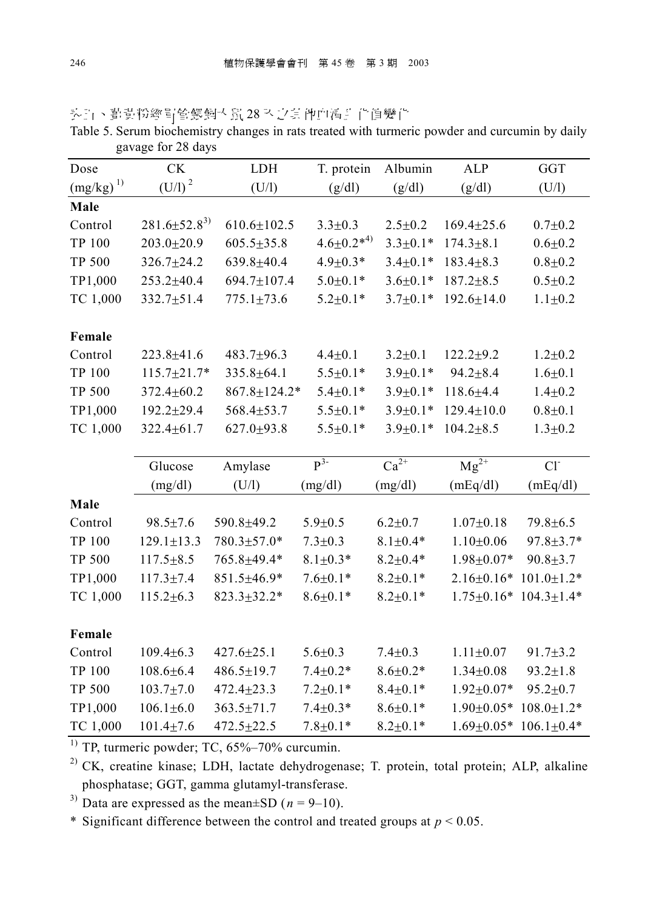表五、薑黃粉經胃管餵飼大鼠 28 天之血清生化值變化

Table 5. Serum biochemistry changes in rats treated with turmeric powder and curcumin by daily gavage for 28 days

| Dose (mg/kg) [1)] | CK (U/l) [2] | LDH (U/l) | T. protein (g/dl) | Albumin (g/dl) | ALP (g/dl) | GGT (U/l) |
|---|---|---|---|---|---|---|
| **Male** | | | | | | |
| Control | 281.6±52.8 [3)] | 610.6±102.5 | 3.3±0.3 | 2.5±0.2 | 169.4±25.6 | 0.7±0.2 |
| TP 100 | 203.0±20.9 | 605.5±35.8 | 4.6±0.2* [4)] | 3.3±0.1* | 174.3±8.1 | 0.6±0.2 |
| TP 500 | 326.7±24.2 | 639.8±40.4 | 4.9±0.3* | 3.4±0.1* | 183.4±8.3 | 0.8±0.2 |
| TP1,000 | 253.2±40.4 | 694.7±107.4 | 5.0±0.1* | 3.6±0.1* | 187.2±8.5 | 0.5±0.2 |
| TC 1,000 | 332.7±51.4 | 775.1±73.6 | 5.2±0.1* | 3.7±0.1* | 192.6±14.0 | 1.1±0.2 |
| **Female** | | | | | | |
| Control | 223.8±41.6 | 483.7±96.3 | 4.4±0.1 | 3.2±0.1 | 122.2±9.2 | 1.2±0.2 |
| TP 100 | 115.7±21.7* | 335.8±64.1 | 5.5±0.1* | 3.9±0.1* | 94.2±8.4 | 1.6±0.1 |
| TP 500 | 372.4±60.2 | 867.8±124.2* | 5.4±0.1* | 3.9±0.1* | 118.6±4.4 | 1.4±0.2 |
| TP1,000 | 192.2±29.4 | 568.4±53.7 | 5.5±0.1* | 3.9±0.1* | 129.4±10.0 | 0.8±0.1 |
| TC 1,000 | 322.4±61.7 | 627.0±93.8 | 5.5±0.1* | 3.9±0.1* | 104.2±8.5 | 1.3±0.2 |

| | Glucose (mg/dl) | Amylase (U/l) | $P^{3-}$ (mg/dl) | $Ca^{2+}$ (mg/dl) | $Mg^{2+}$ (mEq/dl) | $Cl^{-}$ (mEq/dl) |
|---|---|---|---|---|---|---|
| **Male** | | | | | | |
| Control | 98.5±7.6 | 590.8±49.2 | 5.9±0.5 | 6.2±0.7 | 1.07±0.18 | 79.8±6.5 |
| TP 100 | 129.1±13.3 | 780.3±57.0* | 7.3±0.3 | 8.1±0.4* | 1.10±0.06 | 97.8±3.7* |
| TP 500 | 117.5±8.5 | 765.8±49.4* | 8.1±0.3* | 8.2±0.4* | 1.98±0.07* | 90.8±3.7 |
| TP1,000 | 117.3±7.4 | 851.5±46.9* | 7.6±0.1* | 8.2±0.1* | 2.16±0.16* | 101.0±1.2* |
| TC 1,000 | 115.2±6.3 | 823.3±32.2* | 8.6±0.1* | 8.2±0.1* | 1.75±0.16* | 104.3±1.4* |
| **Female** | | | | | | |
| Control | 109.4±6.3 | 427.6±25.1 | 5.6±0.3 | 7.4±0.3 | 1.11±0.07 | 91.7±3.2 |
| TP 100 | 108.6±6.4 | 486.5±19.7 | 7.4±0.2* | 8.6±0.2* | 1.34±0.08 | 93.2±1.8 |
| TP 500 | 103.7±7.0 | 472.4±23.3 | 7.2±0.1* | 8.4±0.1* | 1.92±0.07* | 95.2±0.7 |
| TP1,000 | 106.1±6.0 | 363.5±71.7 | 7.4±0.3* | 8.6±0.1* | 1.90±0.05* | 108.0±1.2* |
| TC 1,000 | 101.4±7.6 | 472.5±22.5 | 7.8±0.1* | 8.2±0.1* | 1.69±0.05* | 106.1±0.4* |

[1)] TP, turmeric powder; TC, 65%–70% curcumin.

[2)] CK, creatine kinase; LDH, lactate dehydrogenase; T. protein, total protein; ALP, alkaline phosphatase; GGT, gamma glutamyl-transferase.

[3)] Data are expressed as the mean±SD ($n$ = 9–10).

\* Significant difference between the control and treated groups at $p < 0.05$.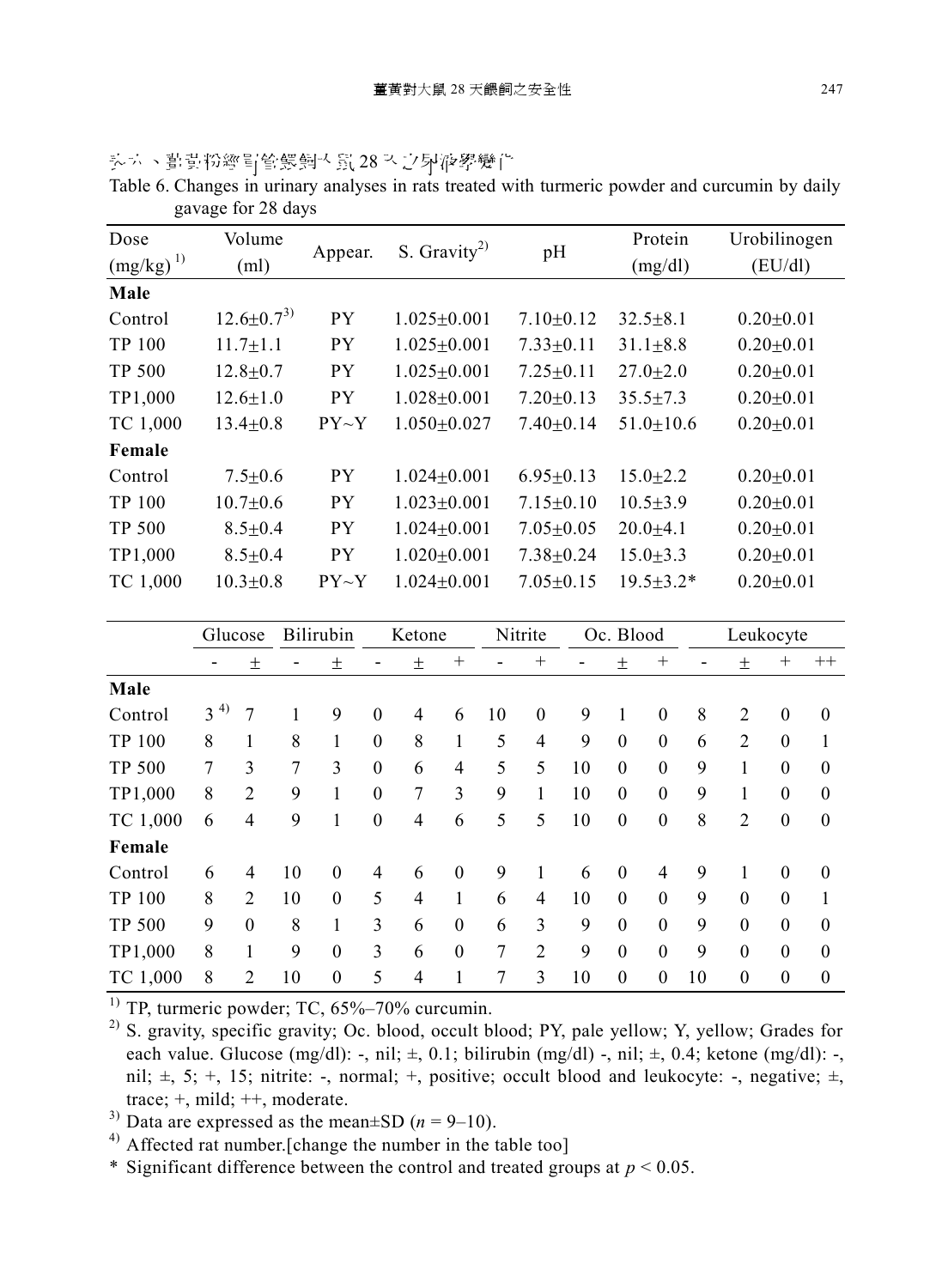表六、薑黃粉經口管餵飼大鼠 28 天之尿液學變化

Table 6. Changes in urinary analyses in rats treated with turmeric powder and curcumin by daily gavage for 28 days

| Dose (mg/kg) [1] | Volume (ml) | Appear. | S. Gravity[2] | pH | Protein (mg/dl) | Urobilinogen (EU/dl) |
|---|---|---|---|---|---|---|
| **Male** | | | | | | |
| Control | 12.6±0.7[3] | PY | 1.025±0.001 | 7.10±0.12 | 32.5±8.1 | 0.20±0.01 |
| TP 100 | 11.7±1.1 | PY | 1.025±0.001 | 7.33±0.11 | 31.1±8.8 | 0.20±0.01 |
| TP 500 | 12.8±0.7 | PY | 1.025±0.001 | 7.25±0.11 | 27.0±2.0 | 0.20±0.01 |
| TP1,000 | 12.6±1.0 | PY | 1.028±0.001 | 7.20±0.13 | 35.5±7.3 | 0.20±0.01 |
| TC 1,000 | 13.4±0.8 | PY~Y | 1.050±0.027 | 7.40±0.14 | 51.0±10.6 | 0.20±0.01 |
| **Female** | | | | | | |
| Control | 7.5±0.6 | PY | 1.024±0.001 | 6.95±0.13 | 15.0±2.2 | 0.20±0.01 |
| TP 100 | 10.7±0.6 | PY | 1.023±0.001 | 7.15±0.10 | 10.5±3.9 | 0.20±0.01 |
| TP 500 | 8.5±0.4 | PY | 1.024±0.001 | 7.05±0.05 | 20.0±4.1 | 0.20±0.01 |
| TP1,000 | 8.5±0.4 | PY | 1.020±0.001 | 7.38±0.24 | 15.0±3.3 | 0.20±0.01 |
| TC 1,000 | 10.3±0.8 | PY~Y | 1.024±0.001 | 7.05±0.15 | 19.5±3.2* | 0.20±0.01 |

| | Glucose | | Bilirubin | | Ketone | | | Nitrite | | Oc. Blood | | | Leukocyte | | | |
|---|---|---|---|---|---|---|---|---|---|---|---|---|---|---|---|---|
| | - | ± | - | ± | - | ± | + | - | + | - | ± | + | - | ± | + | ++ |
| **Male** | | | | | | | | | | | | | | | | |
| Control | 3[4] | 7 | 1 | 9 | 0 | 4 | 6 | 10 | 0 | 9 | 1 | 0 | 8 | 2 | 0 | 0 |
| TP 100 | 8 | 1 | 8 | 1 | 0 | 8 | 1 | 5 | 4 | 9 | 0 | 0 | 6 | 2 | 0 | 1 |
| TP 500 | 7 | 3 | 7 | 3 | 0 | 6 | 4 | 5 | 5 | 10 | 0 | 0 | 9 | 1 | 0 | 0 |
| TP1,000 | 8 | 2 | 9 | 1 | 0 | 7 | 3 | 9 | 1 | 10 | 0 | 0 | 9 | 1 | 0 | 0 |
| TC 1,000 | 6 | 4 | 9 | 1 | 0 | 4 | 6 | 5 | 5 | 10 | 0 | 0 | 8 | 2 | 0 | 0 |
| **Female** | | | | | | | | | | | | | | | | |
| Control | 6 | 4 | 10 | 0 | 4 | 6 | 0 | 9 | 1 | 6 | 0 | 4 | 9 | 1 | 0 | 0 |
| TP 100 | 8 | 2 | 10 | 0 | 5 | 4 | 1 | 6 | 4 | 10 | 0 | 0 | 9 | 0 | 0 | 1 |
| TP 500 | 9 | 0 | 8 | 1 | 3 | 6 | 0 | 6 | 3 | 9 | 0 | 0 | 9 | 0 | 0 | 0 |
| TP1,000 | 8 | 1 | 9 | 0 | 3 | 6 | 0 | 7 | 2 | 9 | 0 | 0 | 9 | 0 | 0 | 0 |
| TC 1,000 | 8 | 2 | 10 | 0 | 5 | 4 | 1 | 7 | 3 | 10 | 0 | 0 | 10 | 0 | 0 | 0 |

[1] TP, turmeric powder; TC, 65%–70% curcumin.

[2] S. gravity, specific gravity; Oc. blood, occult blood; PY, pale yellow; Y, yellow; Grades for each value. Glucose (mg/dl): -, nil; ±, 0.1; bilirubin (mg/dl) -, nil; ±, 0.4; ketone (mg/dl): -, nil; ±, 5; +, 15; nitrite: -, normal; +, positive; occult blood and leukocyte: -, negative; ±, trace; +, mild; ++, moderate.

[3] Data are expressed as the mean±SD ($n$ = 9–10).

[4] Affected rat number.[change the number in the table too]

\* Significant difference between the control and treated groups at $p < 0.05$.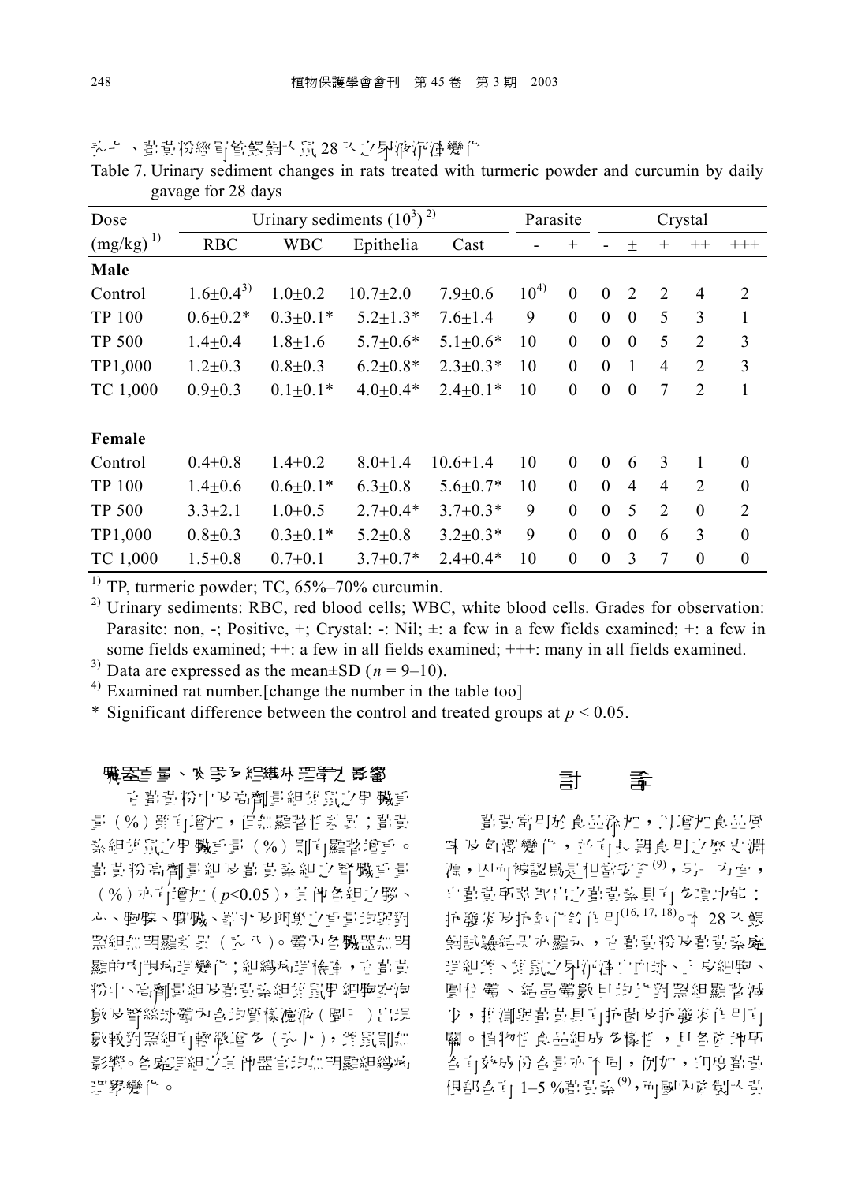表七、薑黃粉經口管餵飼大鼠28天之尿液沉渣變化

Table 7. Urinary sediment changes in rats treated with turmeric powder and curcumin by daily gavage for 28 days

| Dose (mg/kg) [1] | Urinary sediments ($10^3$) [2] | | | | Parasite | | Crystal | | | | |
|---|---|---|---|---|---|---|---|---|---|---|---|
| | RBC | WBC | Epithelia | Cast | - | + | - | ± | + | ++ | +++ |
| **Male** | | | | | | | | | | | |
| Control | 1.6±0.4[3] | 1.0±0.2 | 10.7±2.0 | 7.9±0.6 | 10[4] | 0 | 0 | 2 | 2 | 4 | 2 |
| TP 100 | 0.6±0.2* | 0.3±0.1* | 5.2±1.3* | 7.6±1.4 | 9 | 0 | 0 | 0 | 5 | 3 | 1 |
| TP 500 | 1.4±0.4 | 1.8±1.6 | 5.7±0.6* | 5.1±0.6* | 10 | 0 | 0 | 0 | 5 | 2 | 3 |
| TP1,000 | 1.2±0.3 | 0.8±0.3 | 6.2±0.8* | 2.3±0.3* | 10 | 0 | 0 | 1 | 4 | 2 | 3 |
| TC 1,000 | 0.9±0.3 | 0.1±0.1* | 4.0±0.4* | 2.4±0.1* | 10 | 0 | 0 | 0 | 7 | 2 | 1 |
| **Female** | | | | | | | | | | | |
| Control | 0.4±0.8 | 1.4±0.2 | 8.0±1.4 | 10.6±1.4 | 10 | 0 | 0 | 6 | 3 | 1 | 0 |
| TP 100 | 1.4±0.6 | 0.6±0.1* | 6.3±0.8 | 5.6±0.7* | 10 | 0 | 0 | 4 | 4 | 2 | 0 |
| TP 500 | 3.3±2.1 | 1.0±0.5 | 2.7±0.4* | 3.7±0.3* | 9 | 0 | 0 | 5 | 2 | 0 | 2 |
| TP1,000 | 0.8±0.3 | 0.3±0.1* | 5.2±0.8 | 3.2±0.3* | 9 | 0 | 0 | 0 | 6 | 3 | 0 |
| TC 1,000 | 1.5±0.8 | 0.7±0.1 | 3.7±0.7* | 2.4±0.4* | 10 | 0 | 0 | 3 | 7 | 0 | 0 |

[1] TP, turmeric powder; TC, 65%–70% curcumin.

[2] Urinary sediments: RBC, red blood cells; WBC, white blood cells. Grades for observation: Parasite: non, -; Positive, +; Crystal: -: Nil; ±: a few in a few fields examined; +: a few in some fields examined; ++: a few in all fields examined; +++: many in all fields examined.

[3] Data are expressed as the mean±SD ($n$ = 9–10).

[4] Examined rat number.[change the number in the table too]

\* Significant difference between the control and treated groups at $p < 0.05$.

### 臟器重量、外觀及組織病理學之影響

在薑黃粉中及高劑量組雄鼠之肝臟重量（%）雖有增加，但無顯著性差異；薑黃素組雄鼠之肝臟重量（%）則有顯著增重。薑黃粉高劑量組及薑黃素組之腎臟重量（%）亦有增加（$p$<0.05），其他各組之腦、心、胸腺、脾臟、腎上腺及卵巢之重量均與對照組無明顯差異（表八）。雌雄各臟器無明顯的肉眼病理變化；組織病理檢查，在薑黃粉中、高劑量組及薑黃素組雄鼠肝細胞空泡數及腎絲球囊內含均質樣濾液（圖三）的比例數較對照組有輕微增多（表十），雌鼠則無影響。各處理組之其他器官均無明顯組織病理學變化。

## 討　論

薑黃常用於食品添加，以增加食品風味及色澤變化，並有長期食用之歷史淵源，因而被認為是相當安全[9]，另一方面，由薑黃所萃取出之薑黃素具有多種功能：抗發炎及抗氧化等作用[16,17,18]。本28天餵飼試驗結果亦顯示，在薑黃粉及薑黃素處理組雄、雌鼠之尿沉渣白血球、上皮細胞、圓柱體、結晶體數目均比對照組顯著減少，推測與薑黃具有抗菌及抗發炎作用有關。植物性食品組成多樣性，且各產地所含有效成份含量亦不同，例如，印度薑黃根部含有 1–5 %薑黃素[9]，而國內產製大黃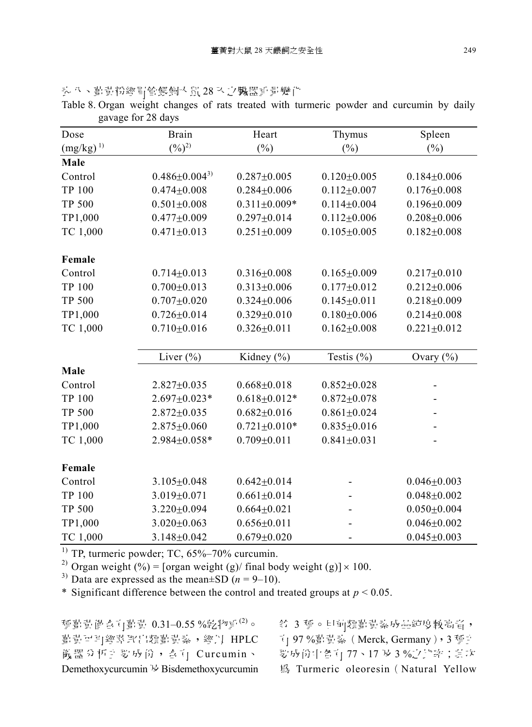表八、薑黃粉經胃管餵飼大鼠 28 天之臟器重量變化

Table 8. Organ weight changes of rats treated with turmeric powder and curcumin by daily gavage for 28 days

| Dose (mg/kg) [1] | Brain (%)[2] | Heart (%) | Thymus (%) | Spleen (%) |
|---|---|---|---|---|
| **Male** | | | | |
| Control | 0.486±0.004[3] | 0.287±0.005 | 0.120±0.005 | 0.184±0.006 |
| TP 100 | 0.474±0.008 | 0.284±0.006 | 0.112±0.007 | 0.176±0.008 |
| TP 500 | 0.501±0.008 | 0.311±0.009* | 0.114±0.004 | 0.196±0.009 |
| TP1,000 | 0.477±0.009 | 0.297±0.014 | 0.112±0.006 | 0.208±0.006 |
| TC 1,000 | 0.471±0.013 | 0.251±0.009 | 0.105±0.005 | 0.182±0.008 |
| **Female** | | | | |
| Control | 0.714±0.013 | 0.316±0.008 | 0.165±0.009 | 0.217±0.010 |
| TP 100 | 0.700±0.013 | 0.313±0.006 | 0.177±0.012 | 0.212±0.006 |
| TP 500 | 0.707±0.020 | 0.324±0.006 | 0.145±0.011 | 0.218±0.009 |
| TP1,000 | 0.726±0.014 | 0.329±0.010 | 0.180±0.006 | 0.214±0.008 |
| TC 1,000 | 0.710±0.016 | 0.326±0.011 | 0.162±0.008 | 0.221±0.012 |
| | **Liver (%)** | **Kidney (%)** | **Testis (%)** | **Ovary (%)** |
| **Male** | | | | |
| Control | 2.827±0.035 | 0.668±0.018 | 0.852±0.028 | - |
| TP 100 | 2.697±0.023* | 0.618±0.012* | 0.872±0.078 | - |
| TP 500 | 2.872±0.035 | 0.682±0.016 | 0.861±0.024 | - |
| TP1,000 | 2.875±0.060 | 0.721±0.010* | 0.835±0.016 | - |
| TC 1,000 | 2.984±0.058* | 0.709±0.011 | 0.841±0.031 | - |
| **Female** | | | | |
| Control | 3.105±0.048 | 0.642±0.014 | - | 0.046±0.003 |
| TP 100 | 3.019±0.071 | 0.661±0.014 | - | 0.048±0.002 |
| TP 500 | 3.220±0.094 | 0.664±0.021 | - | 0.050±0.004 |
| TP1,000 | 3.020±0.063 | 0.656±0.011 | - | 0.046±0.002 |
| TC 1,000 | 3.148±0.042 | 0.679±0.020 | - | 0.045±0.003 |

[1] TP, turmeric powder; TC, 65%–70% curcumin.

[2] Organ weight (%) = [organ weight (g)/ final body weight (g)] × 100.

[3] Data are expressed as the mean±SD ($n$ = 9–10).

\* Significant difference between the control and treated groups at $p < 0.05$.

種薑黃僅含有薑黃 0.31–0.55 %乾物重[2]。薑黃可再經萃取出類薑黃素，經以 HPLC 儀器分析主要成份，含有 Curcumin、Demethoxycurcumin 及 Bisdemethoxycurcumin 等 3 種。目前類薑黃素成品純度較高者，有 97 %薑黃素（Merck, Germany），3 種主要成份中各有 77、17 及 3 %之比率；其次為 Turmeric oleoresin（Natural Yellow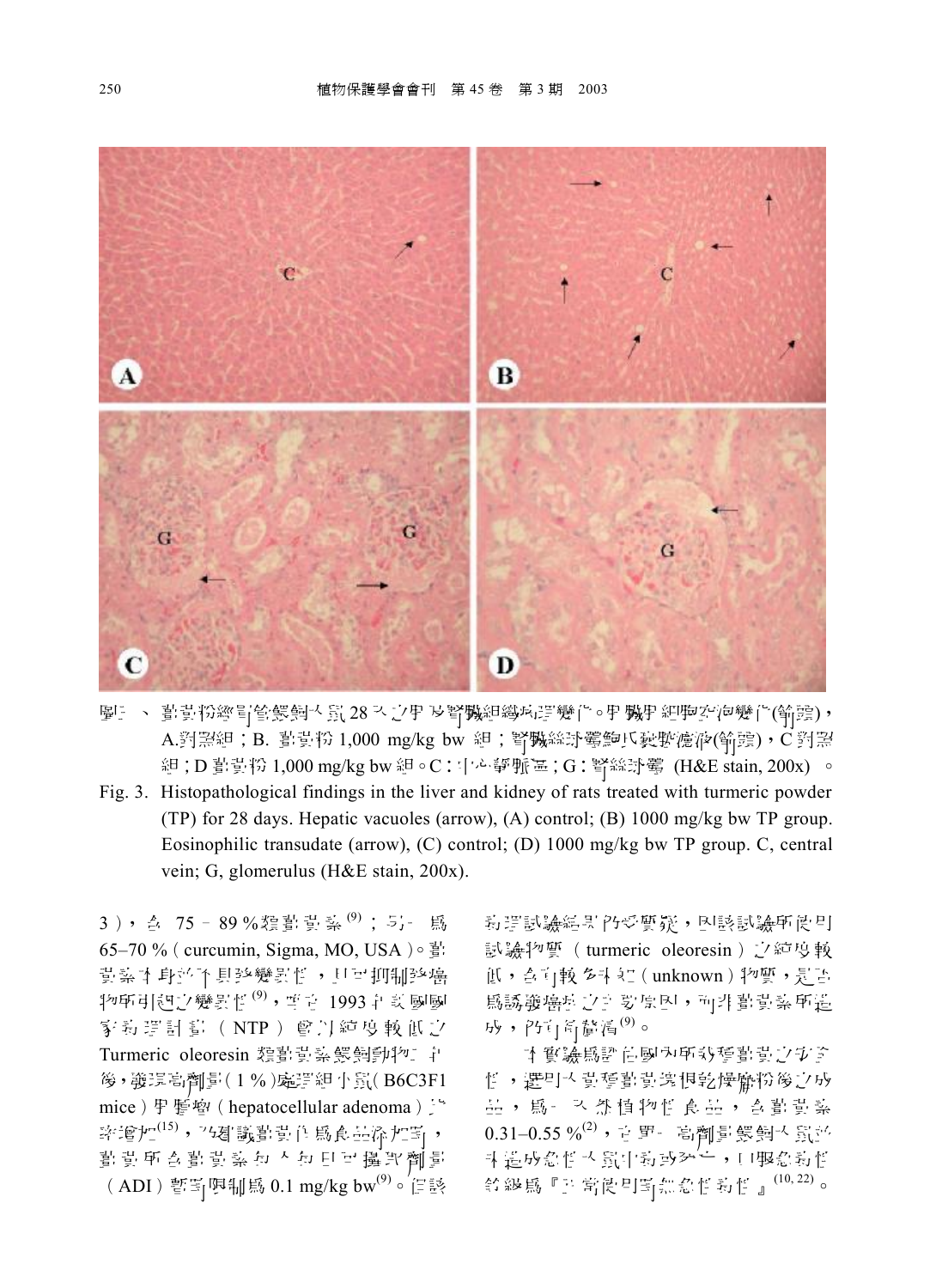圖三、薑黃粉經口管餵飼大鼠 28 天之肝及腎臟組織病理變化。肝臟肝細胞空泡變化(箭頭)，A.對照組；B. 薑黃粉 1,000 mg/kg bw 組；腎臟絲球體鮑氏囊嗜伊紅性滲出液(箭頭)，C 對照組；D 薑黃粉 1,000 mg/kg bw 組。C：中心靜脈；G：腎絲球體 (H&E stain, 200x) 。

Fig. 3. Histopathological findings in the liver and kidney of rats treated with turmeric powder (TP) for 28 days. Hepatic vacuoles (arrow), (A) control; (B) 1000 mg/kg bw TP group. Eosinophilic transudate (arrow), (C) control; (D) 1000 mg/kg bw TP group. C, central vein; G, glomerulus (H&E stain, 200x).

3），含 75－89 %類薑黃素[9]；另一為 65–70 %（curcumin, Sigma, MO, USA）。薑黃素本身並不具致變異性，且可抑制致癌物所引起之變異性[9]，雖在 1993 年美國國家毒理計畫（NTP）曾以純度較低之 Turmeric oleoresin 類薑黃素餵飼動物二年後，發現高劑量（1 %）處理組小鼠（B6C3F1 mice）肝腺瘤（hepatocellular adenoma）發生率增加[15]，而建議薑黃作為食品添加劑，薑黃所含薑黃素每人每日可攝取劑量（ADI）暫定限制為 0.1 mg/kg bw[9]。但該毒理試驗結果仍受質疑，因該試驗所使用試驗物質（turmeric oleoresin）之純度較低，含有較多未知（unknown）物質，是否為誘發癌症之主要原因，而非薑黃素所造成，仍有待釐清[9]。

本實驗為評估國內市場薑黃之安全性，選用大量種植薑黃塊根乾燥磨粉後之成品，為一天然植物性食品，含薑黃素 0.31–0.55 %[2]，在單一高劑量餵飼大鼠並不造成急性大鼠中毒或死亡，且其急毒性分級為『正常使用則無急性毒性』[10, 22]。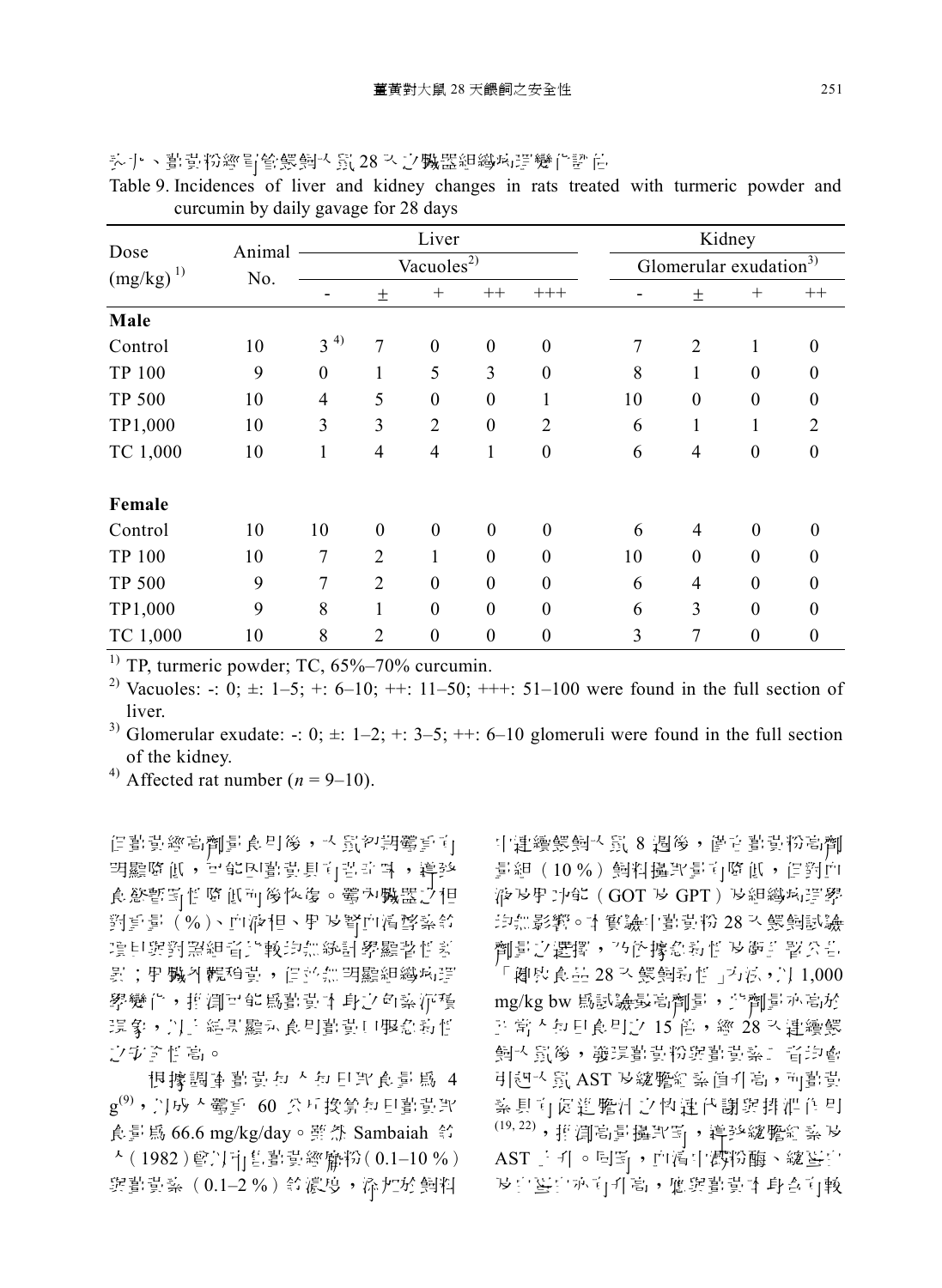表九、薑黃粉經口管餵飼大鼠 28 天之臟器組織病理變化評估

Table 9. Incidences of liver and kidney changes in rats treated with turmeric powder and curcumin by daily gavage for 28 days

| Dose (mg/kg) [1] | Animal No. | Liver | | | | | Kidney | | | |
|---|---|---|---|---|---|---|---|---|---|---|
| | | Vacuoles[2] | | | | | Glomerular exudation[3] | | | |
| | | - | ± | + | ++ | +++ | - | ± | + | ++ |
| **Male** | | | | | | | | | | |
| Control | 10 | 3 [4] | 7 | 0 | 0 | 0 | 7 | 2 | 1 | 0 |
| TP 100 | 9 | 0 | 1 | 5 | 3 | 0 | 8 | 1 | 0 | 0 |
| TP 500 | 10 | 4 | 5 | 0 | 0 | 1 | 10 | 0 | 0 | 0 |
| TP1,000 | 10 | 3 | 3 | 2 | 0 | 2 | 6 | 1 | 1 | 2 |
| TC 1,000 | 10 | 1 | 4 | 4 | 1 | 0 | 6 | 4 | 0 | 0 |
| **Female** | | | | | | | | | | |
| Control | 10 | 10 | 0 | 0 | 0 | 0 | 6 | 4 | 0 | 0 |
| TP 100 | 10 | 7 | 2 | 1 | 0 | 0 | 10 | 0 | 0 | 0 |
| TP 500 | 9 | 7 | 2 | 0 | 0 | 0 | 6 | 4 | 0 | 0 |
| TP1,000 | 9 | 8 | 1 | 0 | 0 | 0 | 6 | 3 | 0 | 0 |
| TC 1,000 | 10 | 8 | 2 | 0 | 0 | 0 | 3 | 7 | 0 | 0 |

1) TP, turmeric powder; TC, 65%–70% curcumin.

2) Vacuoles: -: 0; ±: 1–5; +: 6–10; ++: 11–50; +++: 51–100 were found in the full section of liver.

3) Glomerular exudate: -: 0; ±: 1–2; +: 3–5; ++: 6–10 glomeruli were found in the full section of the kidney.

4) Affected rat number ($n$ = 9–10).

但薑黃經高劑量食用後，大鼠初期體重有明顯降低，可能因薑黃具有苦辛味，導致食慾暫時性降低而後恢復。體內臟器之相對重量（%）、血液相、肝及腎血清生化等項目與對照組者比較均無統計學顯著性差異；肝臟外觀顯黃，但並無明顯組織病理學變化，推測可能為薑黃本身之色素沉積現象，以上結果顯示食用薑黃口服急毒性之安全性高。

根據調查薑黃每人每日攝食量為 4 g[9]，以成人體重 60 公斤換算每日薑黃攝食量為 66.6 mg/kg/day。學者 Sambaiah 等人（1982）曾以市售薑黃經磨粉（0.1–10 %）與薑黃素（0.1–2 %）等濃度，添加於飼料中連續餵飼大鼠 8 週後，僅在薑黃粉高劑量組（10 %）飼料攝取量有降低，但對血液及肝功能（GOT 及 GPT）及組織病理學均無影響。本實驗中薑黃粉 28 天餵飼試驗劑量之選擇，乃依據急毒性及衛生署公告「健康食品 28 天餵飼毒性」方法，以 1,000 mg/kg bw 為試驗最高劑量，此劑量亦高於正常人每日食用之 15 倍，經 28 天連續餵飼大鼠後，發現薑黃粉與薑黃素二者均會引起大鼠 AST 及總膽紅素值升高，而薑黃素具有促進膽汁之代謝與排泄作用[19, 22]，推測高量攝取時，導致總膽紅素及 AST 上升。同時，血清中澱粉酶、總蛋白及白蛋白亦有升高，應與薑黃本身含有較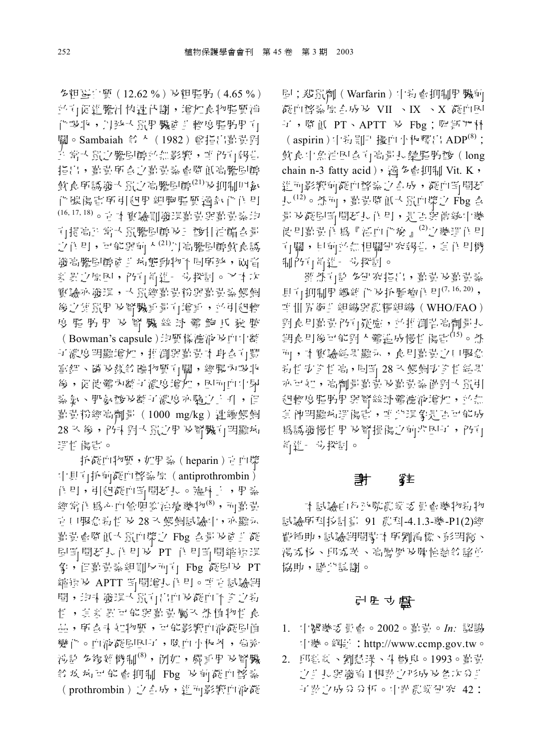含粗蛋白質（12.62 %）及粗脂肪（4.65 %）並可促進膽汁代謝，增加食物脂質消化吸收，以致大鼠肝臟產生輕度脂肪肝有關。Sambaiah 等人（1982）曾指出薑黃對正常大鼠之膽固醇並無影響，惟仍有報告指出，薑黃所含之薑黃素會降低高膽固醇飲食所誘發大鼠之高膽固醇[21]及抑制四氯化碳傷害所引起肝細胞脂質過氧化作用[16, 17, 18]。在本實驗則發現薑黃與薑黃素均有提高正常大鼠膽固醇及三酸甘油酯含量之作用，可能與前人[21]以高膽固醇飲食誘發高膽固醇產生病態動物不同所致，故造成差異之原因，仍有待進一步探討。又本次實驗亦發現，大鼠經薑黃粉與薑黃素餵飼後之雄鼠肝及腎臟重量有增重，並引起輕度脂肪肝及腎臟絲球體鮑氏囊腔（Bowman's capsule）均質樣濾液及血中尿素氮濃度明顯增加，推測與薑黃本身含有豐富鉀、磷及鎂等礦物質有關，經腸吸收後，促使腎臟濾液濃度增加，因而血中尿素氮、肌酸酐及鉀濃度亦隨之上升，但薑黃粉經高劑量（1000 mg/kg）連續餵飼 28 天後，仍未對大鼠之肝及腎臟有明顯病理性傷害。

抗凝血物質，如肝素（heparin）在血漿中具有抗前凝血酵素原（antiprothrombin）作用，引起凝血時間延長。臨床上，肝素經常作為心血管阻塞治療藥物[8]，而薑黃在口服急毒性及 28 天餵飼試驗中，亦顯示薑黃會降低大鼠血漿之 Fbg 含量及產生凝固時間延長作用及 PT 作用時間縮短現象，但薑黃素組則反而有 Fbg 凝固及 PT 縮短及 APTT 時間增長作用。惟在試驗期間，均未發現大鼠有出血及凝血不全之病徵，造成差異可能與薑黃屬天然植物性食品，所含未知物質，可能影響血液凝固值變化。血液凝固因子，除血小板外，包括涉及多種機制[8]，例如，壞死肝及腎臟等皆可能會抑制 Fbg 及前凝血酵素（prothrombin）之合成，進而影響血液凝固；殺鼠劑（Warfarin）中毒會抑制肝臟前凝血酵素原合成及 VII、IX、X 凝血因子，降低 PT、APTT 及 Fbg；阿斯匹林（aspirin）中毒則干擾血小板釋出 ADP[8]；飲食中魚油因含有高量長鏈脂肪酸（long chain n-3 fatty acid），過多會抑制 Vit. K，進而影響前凝血酵素之合成，凝血時間延長[12]。然而，薑黃降低大鼠血漿之 Fbg 含量及凝固時間延長作用，是否與傳統中藥使用薑黃作為『活血化瘀』[2]之藥理作用有關，目前並無相關研究報告，其作用機制仍有待進一步探討。

雖然有許多研究指出，薑黃及薑黃素具有抑制腫瘤生長及抗突變作用[7, 16, 20]，惟世界衛生組織與農糧組織（WHO/FAO）對食用薑黃仍有疑慮，並推測若高劑量長期食用後可能對人體造成慢性傷害[15]。然而，本實驗結果顯示，食用薑黃之口服急毒性安全性高，同時 28 天餵飼安全性結果亦可知，高劑量薑黃及薑黃素僅對大鼠引起輕度脂肪肝與腎絲球體濾液增加，並無其他明顯病理傷害，惟此現象是否可能成為誘發慢性肝及腎損傷之前兆因子，仍有待進一步探討。

## 謝　辭

本試驗由行政院農業委員會藥物毒物試驗所科技計畫 91 農科-4.1.3-藥-P1(2)經費補助，試驗期間承本所劉清標、彭明憲、湯宏材、邱宏英、高鳳學及陳怡慈等諸位協助，謹此誌謝。

## 引用文獻

1. 中醫藥委員會。2002。薑黃。*In:* 認識中藥。網址：http://www.ccmp.gov.tw。
2. 邱鶯英、劉慧瑛、朱德良。1993。薑黃之生長與發育 I 根莖之形成及各次分生子莖之成分分析。中華農業研究 42：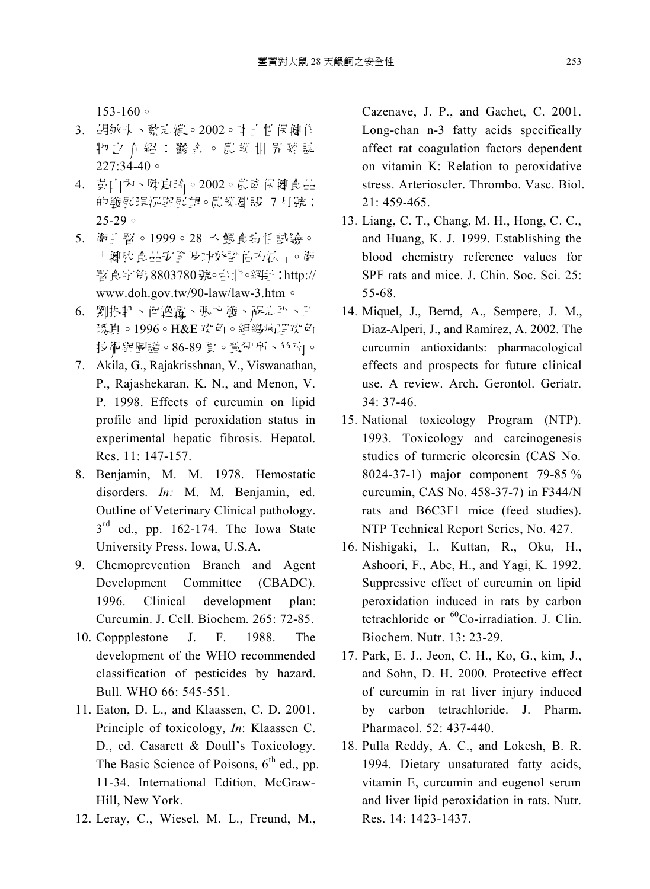153-160。

3. 胡敏夫、蔡元濃。2002。本土性保健作物之介紹：鬱金。農業世界雜誌 227:34-40。
4. 黃山內、陳惠玲。2002。農產保健食品的發展現況與展望。農業建設 7月號：25-29。
5. 衛生署。1999。28 天餵食毒性試驗。「健康食品安全及功效評估方法」。衛署食字第8803780號。台北。網址：http://www.doh.gov.tw/90-law/law-3.htm。
6. 劉振軒、何逸澄、張文發、祝志平、王綉貞。1996。H&E染色。組織病理染色技術與圖譜。86-89頁。畜試所、竹南。
7. Akila, G., Rajakrisshnan, V., Viswanathan, P., Rajashekaran, K. N., and Menon, V. P. 1998. Effects of curcumin on lipid profile and lipid peroxidation status in experimental hepatic fibrosis. Hepatol. Res. 11: 147-157.
8. Benjamin, M. M. 1978. Hemostatic disorders. *In:* M. M. Benjamin, ed. Outline of Veterinary Clinical pathology. 3rd ed., pp. 162-174. The Iowa State University Press. Iowa, U.S.A.
9. Chemoprevention Branch and Agent Development Committee (CBADC). 1996. Clinical development plan: Curcumin. J. Cell. Biochem. 265: 72-85.
10. Coppplestone J. F. 1988. The development of the WHO recommended classification of pesticides by hazard. Bull. WHO 66: 545-551.
11. Eaton, D. L., and Klaassen, C. D. 2001. Principle of toxicology, *In*: Klaassen C. D., ed. Casarett & Doull's Toxicology. The Basic Science of Poisons, 6th ed., pp. 11-34. International Edition, McGraw-Hill, New York.
12. Leray, C., Wiesel, M. L., Freund, M., Cazenave, J. P., and Gachet, C. 2001. Long-chan n-3 fatty acids specifically affect rat coagulation factors dependent on vitamin K: Relation to peroxidative stress. Arterioscler. Thrombo. Vasc. Biol. 21: 459-465.
13. Liang, C. T., Chang, M. H., Hong, C. C., and Huang, K. J. 1999. Establishing the blood chemistry reference values for SPF rats and mice. J. Chin. Soc. Sci. 25: 55-68.
14. Miquel, J., Bernd, A., Sempere, J. M., Diaz-Alperi, J., and Ramírez, A. 2002. The curcumin antioxidants: pharmacological effects and prospects for future clinical use. A review. Arch. Gerontol. Geriatr. 34: 37-46.
15. National toxicology Program (NTP). 1993. Toxicology and carcinogenesis studies of turmeric oleoresin (CAS No. 8024-37-1) major component 79-85 % curcumin, CAS No. 458-37-7) in F344/N rats and B6C3F1 mice (feed studies). NTP Technical Report Series, No. 427.
16. Nishigaki, I., Kuttan, R., Oku, H., Ashoori, F., Abe, H., and Yagi, K. 1992. Suppressive effect of curcumin on lipid peroxidation induced in rats by carbon tetrachloride or $^{60}$Co-irradiation. J. Clin. Biochem. Nutr. 13: 23-29.
17. Park, E. J., Jeon, C. H., Ko, G., kim, J., and Sohn, D. H. 2000. Protective effect of curcumin in rat liver injury induced by carbon tetrachloride. J. Pharm. Pharmacol. 52: 437-440.
18. Pulla Reddy, A. C., and Lokesh, B. R. 1994. Dietary unsaturated fatty acids, vitamin E, curcumin and eugenol serum and liver lipid peroxidation in rats. Nutr. Res. 14: 1423-1437.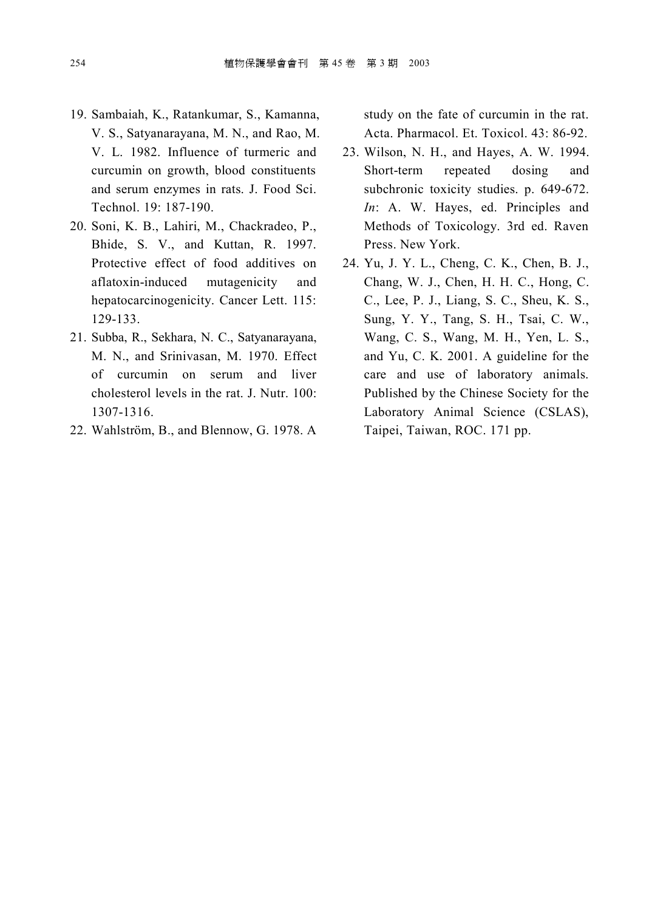19. Sambaiah, K., Ratankumar, S., Kamanna, V. S., Satyanarayana, M. N., and Rao, M. V. L. 1982. Influence of turmeric and curcumin on growth, blood constituents and serum enzymes in rats. J. Food Sci. Technol. 19: 187-190.
20. Soni, K. B., Lahiri, M., Chackradeo, P., Bhide, S. V., and Kuttan, R. 1997. Protective effect of food additives on aflatoxin-induced mutagenicity and hepatocarcinogenicity. Cancer Lett. 115: 129-133.
21. Subba, R., Sekhara, N. C., Satyanarayana, M. N., and Srinivasan, M. 1970. Effect of curcumin on serum and liver cholesterol levels in the rat. J. Nutr. 100: 1307-1316.
22. Wahlström, B., and Blennow, G. 1978. A study on the fate of curcumin in the rat. Acta. Pharmacol. Et. Toxicol. 43: 86-92.
23. Wilson, N. H., and Hayes, A. W. 1994. Short-term repeated dosing and subchronic toxicity studies. p. 649-672. *In*: A. W. Hayes, ed. Principles and Methods of Toxicology. 3rd ed. Raven Press. New York.
24. Yu, J. Y. L., Cheng, C. K., Chen, B. J., Chang, W. J., Chen, H. H. C., Hong, C. C., Lee, P. J., Liang, S. C., Sheu, K. S., Sung, Y. Y., Tang, S. H., Tsai, C. W., Wang, C. S., Wang, M. H., Yen, L. S., and Yu, C. K. 2001. A guideline for the care and use of laboratory animals. Published by the Chinese Society for the Laboratory Animal Science (CSLAS), Taipei, Taiwan, ROC. 171 pp.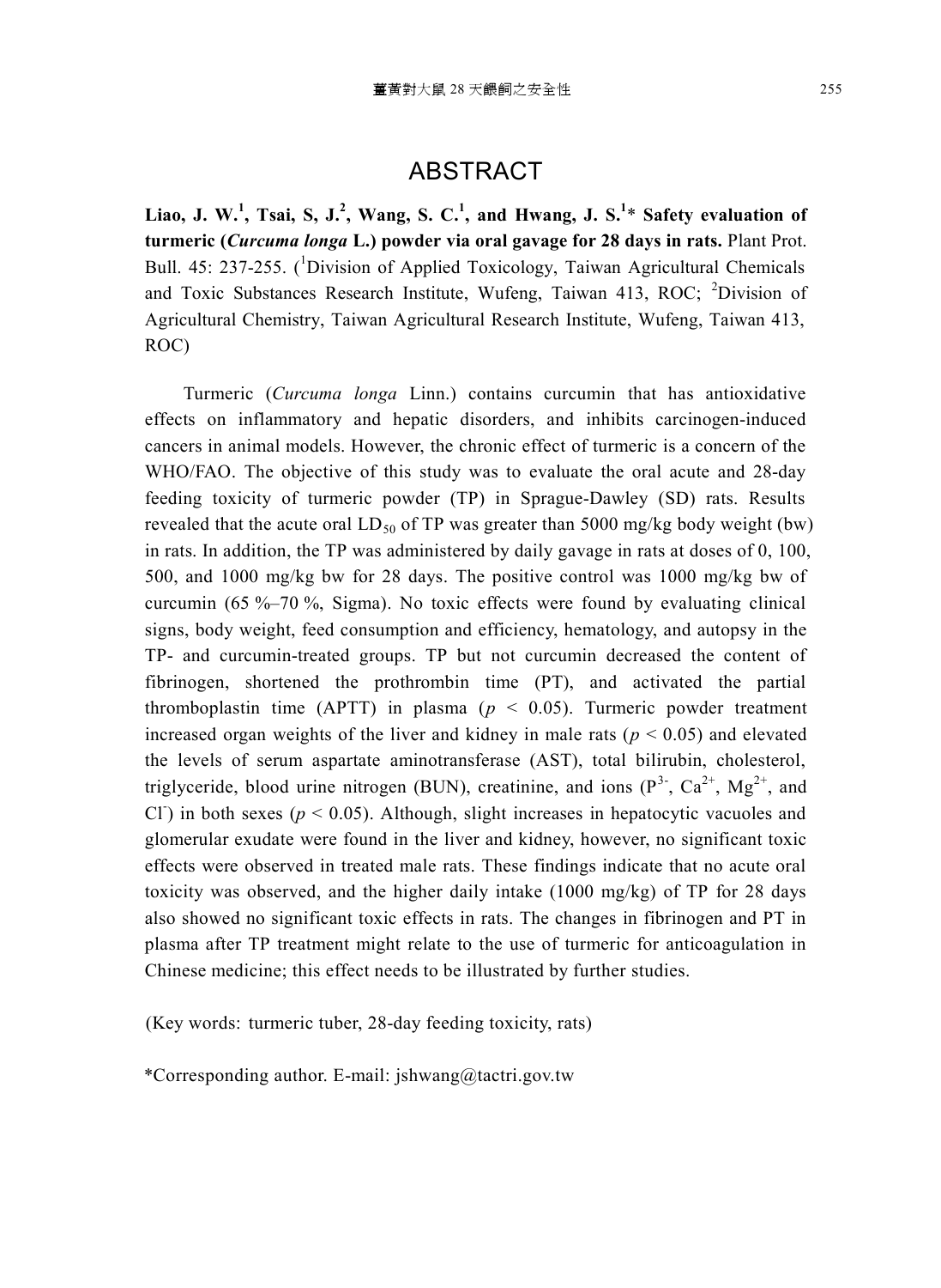# ABSTRACT

**Liao, J. W.[1], Tsai, S, J.[2], Wang, S. C.[1], and Hwang, J. S.[1]* Safety evaluation of turmeric (*Curcuma longa* L.) powder via oral gavage for 28 days in rats.** Plant Prot. Bull. 45: 237-255. ([1]Division of Applied Toxicology, Taiwan Agricultural Chemicals and Toxic Substances Research Institute, Wufeng, Taiwan 413, ROC; [2]Division of Agricultural Chemistry, Taiwan Agricultural Research Institute, Wufeng, Taiwan 413, ROC)

Turmeric (*Curcuma longa* Linn.) contains curcumin that has antioxidative effects on inflammatory and hepatic disorders, and inhibits carcinogen-induced cancers in animal models. However, the chronic effect of turmeric is a concern of the WHO/FAO. The objective of this study was to evaluate the oral acute and 28-day feeding toxicity of turmeric powder (TP) in Sprague-Dawley (SD) rats. Results revealed that the acute oral $LD_{50}$ of TP was greater than 5000 mg/kg body weight (bw) in rats. In addition, the TP was administered by daily gavage in rats at doses of 0, 100, 500, and 1000 mg/kg bw for 28 days. The positive control was 1000 mg/kg bw of curcumin (65 %–70 %, Sigma). No toxic effects were found by evaluating clinical signs, body weight, feed consumption and efficiency, hematology, and autopsy in the TP- and curcumin-treated groups. TP but not curcumin decreased the content of fibrinogen, shortened the prothrombin time (PT), and activated the partial thromboplastin time (APTT) in plasma ($p$ < 0.05). Turmeric powder treatment increased organ weights of the liver and kidney in male rats ($p$ < 0.05) and elevated the levels of serum aspartate aminotransferase (AST), total bilirubin, cholesterol, triglyceride, blood urine nitrogen (BUN), creatinine, and ions ($P^{3-}$, $Ca^{2+}$, $Mg^{2+}$, and $Cl^{-}$) in both sexes ($p$ < 0.05). Although, slight increases in hepatocytic vacuoles and glomerular exudate were found in the liver and kidney, however, no significant toxic effects were observed in treated male rats. These findings indicate that no acute oral toxicity was observed, and the higher daily intake (1000 mg/kg) of TP for 28 days also showed no significant toxic effects in rats. The changes in fibrinogen and PT in plasma after TP treatment might relate to the use of turmeric for anticoagulation in Chinese medicine; this effect needs to be illustrated by further studies.

(Key words: turmeric tuber, 28-day feeding toxicity, rats)

*Corresponding author. E-mail: jshwang@tactri.gov.tw